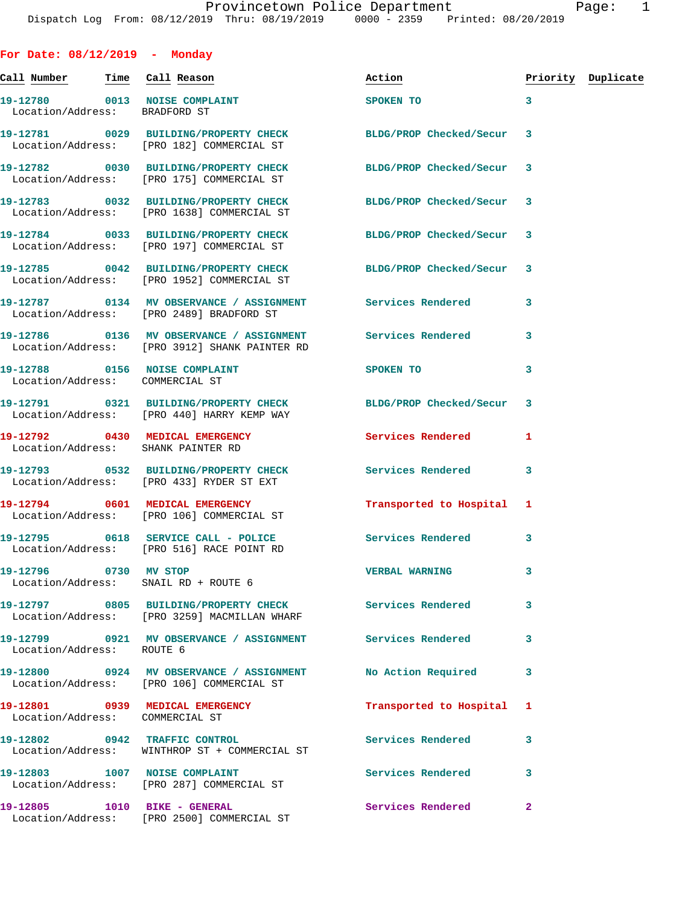## For Date: 08/12/2019 - Monday

| Call Number | Time | Call Reason | Action | Priority | Duplicate |
|---|---|---|---|---|---|
| 19-12780 | 0013 | NOISE COMPLAINT | SPOKEN TO | 3 | |
| Location/Address: | | BRADFORD ST | | | |
| 19-12781 | 0029 | BUILDING/PROPERTY CHECK | BLDG/PROP Checked/Secur | 3 | |
| Location/Address: | | [PRO 182] COMMERCIAL ST | | | |
| 19-12782 | 0030 | BUILDING/PROPERTY CHECK | BLDG/PROP Checked/Secur | 3 | |
| Location/Address: | | [PRO 175] COMMERCIAL ST | | | |
| 19-12783 | 0032 | BUILDING/PROPERTY CHECK | BLDG/PROP Checked/Secur | 3 | |
| Location/Address: | | [PRO 1638] COMMERCIAL ST | | | |
| 19-12784 | 0033 | BUILDING/PROPERTY CHECK | BLDG/PROP Checked/Secur | 3 | |
| Location/Address: | | [PRO 197] COMMERCIAL ST | | | |
| 19-12785 | 0042 | BUILDING/PROPERTY CHECK | BLDG/PROP Checked/Secur | 3 | |
| Location/Address: | | [PRO 1952] COMMERCIAL ST | | | |
| 19-12787 | 0134 | MV OBSERVANCE / ASSIGNMENT | Services Rendered | 3 | |
| Location/Address: | | [PRO 2489] BRADFORD ST | | | |
| 19-12786 | 0136 | MV OBSERVANCE / ASSIGNMENT | Services Rendered | 3 | |
| Location/Address: | | [PRO 3912] SHANK PAINTER RD | | | |
| 19-12788 | 0156 | NOISE COMPLAINT | SPOKEN TO | 3 | |
| Location/Address: | | COMMERCIAL ST | | | |
| 19-12791 | 0321 | BUILDING/PROPERTY CHECK | BLDG/PROP Checked/Secur | 3 | |
| Location/Address: | | [PRO 440] HARRY KEMP WAY | | | |
| 19-12792 | 0430 | MEDICAL EMERGENCY | Services Rendered | 1 | |
| Location/Address: | | SHANK PAINTER RD | | | |
| 19-12793 | 0532 | BUILDING/PROPERTY CHECK | Services Rendered | 3 | |
| Location/Address: | | [PRO 433] RYDER ST EXT | | | |
| 19-12794 | 0601 | MEDICAL EMERGENCY | Transported to Hospital | 1 | |
| Location/Address: | | [PRO 106] COMMERCIAL ST | | | |
| 19-12795 | 0618 | SERVICE CALL - POLICE | Services Rendered | 3 | |
| Location/Address: | | [PRO 516] RACE POINT RD | | | |
| 19-12796 | 0730 | MV STOP | VERBAL WARNING | 3 | |
| Location/Address: | | SNAIL RD + ROUTE 6 | | | |
| 19-12797 | 0805 | BUILDING/PROPERTY CHECK | Services Rendered | 3 | |
| Location/Address: | | [PRO 3259] MACMILLAN WHARF | | | |
| 19-12799 | 0921 | MV OBSERVANCE / ASSIGNMENT | Services Rendered | 3 | |
| Location/Address: | | ROUTE 6 | | | |
| 19-12800 | 0924 | MV OBSERVANCE / ASSIGNMENT | No Action Required | 3 | |
| Location/Address: | | [PRO 106] COMMERCIAL ST | | | |
| 19-12801 | 0939 | MEDICAL EMERGENCY | Transported to Hospital | 1 | |
| Location/Address: | | COMMERCIAL ST | | | |
| 19-12802 | 0942 | TRAFFIC CONTROL | Services Rendered | 3 | |
| Location/Address: | | WINTHROP ST + COMMERCIAL ST | | | |
| 19-12803 | 1007 | NOISE COMPLAINT | Services Rendered | 3 | |
| Location/Address: | | [PRO 287] COMMERCIAL ST | | | |
| 19-12805 | 1010 | BIKE - GENERAL | Services Rendered | 2 | |
| Location/Address: | | [PRO 2500] COMMERCIAL ST | | | |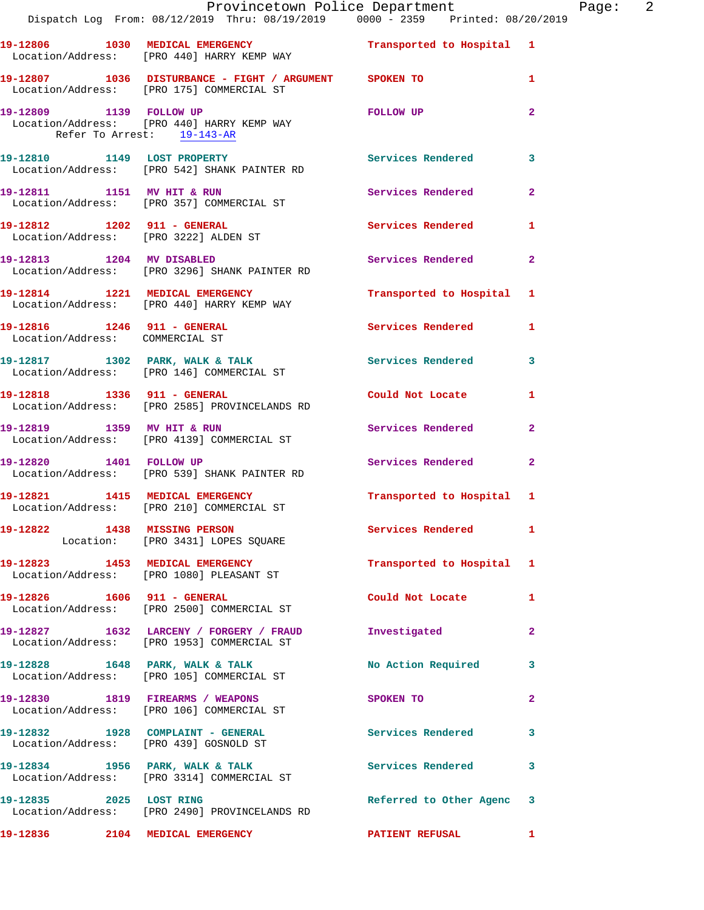19-12806 1030 MEDICAL EMERGENCY Transported to Hospital 1
Location/Address: [PRO 440] HARRY KEMP WAY

19-12807 1036 DISTURBANCE - FIGHT / ARGUMENT SPOKEN TO 1
Location/Address: [PRO 175] COMMERCIAL ST

19-12809 1139 FOLLOW UP FOLLOW UP 2
Location/Address: [PRO 440] HARRY KEMP WAY
Refer To Arrest: 19-143-AR

19-12810 1149 LOST PROPERTY Services Rendered 3
Location/Address: [PRO 542] SHANK PAINTER RD

19-12811 1151 MV HIT & RUN Services Rendered 2
Location/Address: [PRO 357] COMMERCIAL ST

19-12812 1202 911 - GENERAL Services Rendered 1
Location/Address: [PRO 3222] ALDEN ST

19-12813 1204 MV DISABLED Services Rendered 2
Location/Address: [PRO 3296] SHANK PAINTER RD

19-12814 1221 MEDICAL EMERGENCY Transported to Hospital 1
Location/Address: [PRO 440] HARRY KEMP WAY

19-12816 1246 911 - GENERAL Services Rendered 1
Location/Address: COMMERCIAL ST

19-12817 1302 PARK, WALK & TALK Services Rendered 3
Location/Address: [PRO 146] COMMERCIAL ST

19-12818 1336 911 - GENERAL Could Not Locate 1
Location/Address: [PRO 2585] PROVINCELANDS RD

19-12819 1359 MV HIT & RUN Services Rendered 2
Location/Address: [PRO 4139] COMMERCIAL ST

19-12820 1401 FOLLOW UP Services Rendered 2
Location/Address: [PRO 539] SHANK PAINTER RD

19-12821 1415 MEDICAL EMERGENCY Transported to Hospital 1
Location/Address: [PRO 210] COMMERCIAL ST

19-12822 1438 MISSING PERSON Services Rendered 1
Location: [PRO 3431] LOPES SQUARE

19-12823 1453 MEDICAL EMERGENCY Transported to Hospital 1
Location/Address: [PRO 1080] PLEASANT ST

19-12826 1606 911 - GENERAL Could Not Locate 1
Location/Address: [PRO 2500] COMMERCIAL ST

19-12827 1632 LARCENY / FORGERY / FRAUD Investigated 2
Location/Address: [PRO 1953] COMMERCIAL ST

19-12828 1648 PARK, WALK & TALK No Action Required 3
Location/Address: [PRO 105] COMMERCIAL ST

19-12830 1819 FIREARMS / WEAPONS SPOKEN TO 2
Location/Address: [PRO 106] COMMERCIAL ST

19-12832 1928 COMPLAINT - GENERAL Services Rendered 3
Location/Address: [PRO 439] GOSNOLD ST

19-12834 1956 PARK, WALK & TALK Services Rendered 3
Location/Address: [PRO 3314] COMMERCIAL ST

19-12835 2025 LOST RING Referred to Other Agenc 3
Location/Address: [PRO 2490] PROVINCELANDS RD

19-12836 2104 MEDICAL EMERGENCY PATIENT REFUSAL 1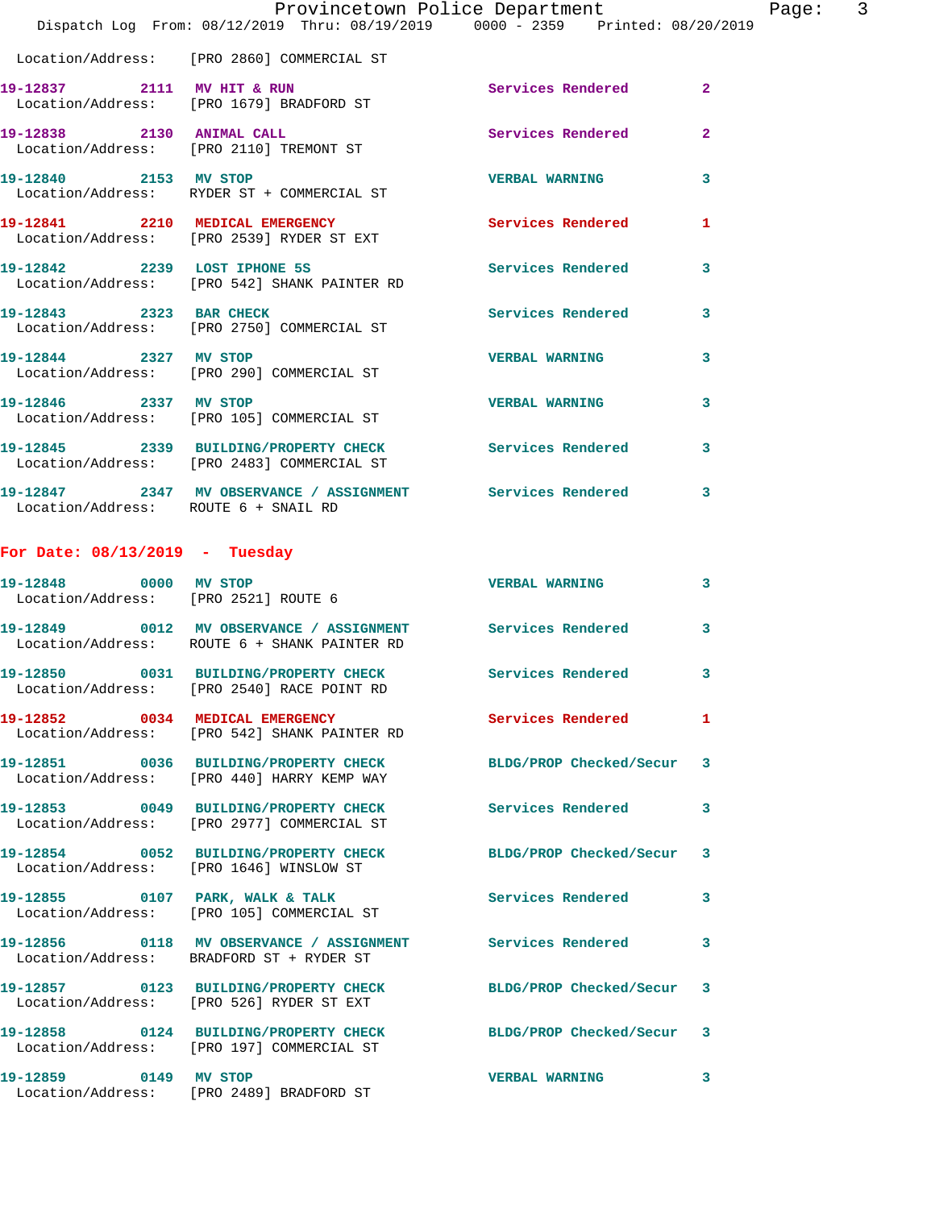Location/Address: [PRO 2860] COMMERCIAL ST

| Call Number | Time | Call Reason | Action | Priority |
|---|---|---|---|---|
| 19-12837 | 2111 | MV HIT & RUN | Services Rendered | 2 |
| Location/Address: [PRO 1679] BRADFORD ST | | | | |
| 19-12838 | 2130 | ANIMAL CALL | Services Rendered | 2 |
| Location/Address: [PRO 2110] TREMONT ST | | | | |
| 19-12840 | 2153 | MV STOP | VERBAL WARNING | 3 |
| Location/Address: RYDER ST + COMMERCIAL ST | | | | |
| 19-12841 | 2210 | MEDICAL EMERGENCY | Services Rendered | 1 |
| Location/Address: [PRO 2539] RYDER ST EXT | | | | |
| 19-12842 | 2239 | LOST IPHONE 5S | Services Rendered | 3 |
| Location/Address: [PRO 542] SHANK PAINTER RD | | | | |
| 19-12843 | 2323 | BAR CHECK | Services Rendered | 3 |
| Location/Address: [PRO 2750] COMMERCIAL ST | | | | |
| 19-12844 | 2327 | MV STOP | VERBAL WARNING | 3 |
| Location/Address: [PRO 290] COMMERCIAL ST | | | | |
| 19-12846 | 2337 | MV STOP | VERBAL WARNING | 3 |
| Location/Address: [PRO 105] COMMERCIAL ST | | | | |
| 19-12845 | 2339 | BUILDING/PROPERTY CHECK | Services Rendered | 3 |
| Location/Address: [PRO 2483] COMMERCIAL ST | | | | |
| 19-12847 | 2347 | MV OBSERVANCE / ASSIGNMENT | Services Rendered | 3 |
| Location/Address: ROUTE 6 + SNAIL RD | | | | |

## For Date: 08/13/2019 - Tuesday

| Call Number | Time | Call Reason | Action | Priority |
|---|---|---|---|---|
| 19-12848 | 0000 | MV STOP | VERBAL WARNING | 3 |
| Location/Address: [PRO 2521] ROUTE 6 | | | | |
| 19-12849 | 0012 | MV OBSERVANCE / ASSIGNMENT | Services Rendered | 3 |
| Location/Address: ROUTE 6 + SHANK PAINTER RD | | | | |
| 19-12850 | 0031 | BUILDING/PROPERTY CHECK | Services Rendered | 3 |
| Location/Address: [PRO 2540] RACE POINT RD | | | | |
| 19-12852 | 0034 | MEDICAL EMERGENCY | Services Rendered | 1 |
| Location/Address: [PRO 542] SHANK PAINTER RD | | | | |
| 19-12851 | 0036 | BUILDING/PROPERTY CHECK | BLDG/PROP Checked/Secur | 3 |
| Location/Address: [PRO 440] HARRY KEMP WAY | | | | |
| 19-12853 | 0049 | BUILDING/PROPERTY CHECK | Services Rendered | 3 |
| Location/Address: [PRO 2977] COMMERCIAL ST | | | | |
| 19-12854 | 0052 | BUILDING/PROPERTY CHECK | BLDG/PROP Checked/Secur | 3 |
| Location/Address: [PRO 1646] WINSLOW ST | | | | |
| 19-12855 | 0107 | PARK, WALK & TALK | Services Rendered | 3 |
| Location/Address: [PRO 105] COMMERCIAL ST | | | | |
| 19-12856 | 0118 | MV OBSERVANCE / ASSIGNMENT | Services Rendered | 3 |
| Location/Address: BRADFORD ST + RYDER ST | | | | |
| 19-12857 | 0123 | BUILDING/PROPERTY CHECK | BLDG/PROP Checked/Secur | 3 |
| Location/Address: [PRO 526] RYDER ST EXT | | | | |
| 19-12858 | 0124 | BUILDING/PROPERTY CHECK | BLDG/PROP Checked/Secur | 3 |
| Location/Address: [PRO 197] COMMERCIAL ST | | | | |
| 19-12859 | 0149 | MV STOP | VERBAL WARNING | 3 |
| Location/Address: [PRO 2489] BRADFORD ST | | | | |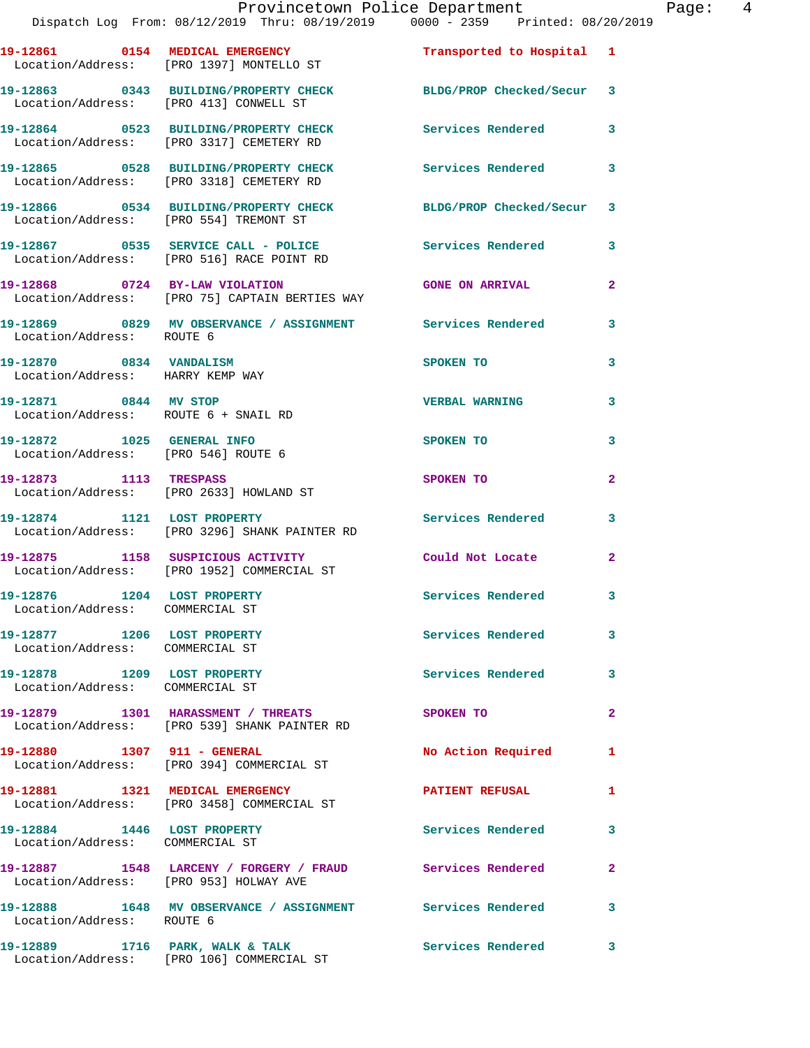| Call # | Time | Call Reason | Action | Priority |
|---|---|---|---|---|
| 19-12861 | 0154 | MEDICAL EMERGENCY | Transported to Hospital | 1 |
| Location/Address: | | [PRO 1397] MONTELLO ST | | |
| 19-12863 | 0343 | BUILDING/PROPERTY CHECK | BLDG/PROP Checked/Secur | 3 |
| Location/Address: | | [PRO 413] CONWELL ST | | |
| 19-12864 | 0523 | BUILDING/PROPERTY CHECK | Services Rendered | 3 |
| Location/Address: | | [PRO 3317] CEMETERY RD | | |
| 19-12865 | 0528 | BUILDING/PROPERTY CHECK | Services Rendered | 3 |
| Location/Address: | | [PRO 3318] CEMETERY RD | | |
| 19-12866 | 0534 | BUILDING/PROPERTY CHECK | BLDG/PROP Checked/Secur | 3 |
| Location/Address: | | [PRO 554] TREMONT ST | | |
| 19-12867 | 0535 | SERVICE CALL - POLICE | Services Rendered | 3 |
| Location/Address: | | [PRO 516] RACE POINT RD | | |
| 19-12868 | 0724 | BY-LAW VIOLATION | GONE ON ARRIVAL | 2 |
| Location/Address: | | [PRO 75] CAPTAIN BERTIES WAY | | |
| 19-12869 | 0829 | MV OBSERVANCE / ASSIGNMENT | Services Rendered | 3 |
| Location/Address: | | ROUTE 6 | | |
| 19-12870 | 0834 | VANDALISM | SPOKEN TO | 3 |
| Location/Address: | | HARRY KEMP WAY | | |
| 19-12871 | 0844 | MV STOP | VERBAL WARNING | 3 |
| Location/Address: | | ROUTE 6 + SNAIL RD | | |
| 19-12872 | 1025 | GENERAL INFO | SPOKEN TO | 3 |
| Location/Address: | | [PRO 546] ROUTE 6 | | |
| 19-12873 | 1113 | TRESPASS | SPOKEN TO | 2 |
| Location/Address: | | [PRO 2633] HOWLAND ST | | |
| 19-12874 | 1121 | LOST PROPERTY | Services Rendered | 3 |
| Location/Address: | | [PRO 3296] SHANK PAINTER RD | | |
| 19-12875 | 1158 | SUSPICIOUS ACTIVITY | Could Not Locate | 2 |
| Location/Address: | | [PRO 1952] COMMERCIAL ST | | |
| 19-12876 | 1204 | LOST PROPERTY | Services Rendered | 3 |
| Location/Address: | | COMMERCIAL ST | | |
| 19-12877 | 1206 | LOST PROPERTY | Services Rendered | 3 |
| Location/Address: | | COMMERCIAL ST | | |
| 19-12878 | 1209 | LOST PROPERTY | Services Rendered | 3 |
| Location/Address: | | COMMERCIAL ST | | |
| 19-12879 | 1301 | HARASSMENT / THREATS | SPOKEN TO | 2 |
| Location/Address: | | [PRO 539] SHANK PAINTER RD | | |
| 19-12880 | 1307 | 911 - GENERAL | No Action Required | 1 |
| Location/Address: | | [PRO 394] COMMERCIAL ST | | |
| 19-12881 | 1321 | MEDICAL EMERGENCY | PATIENT REFUSAL | 1 |
| Location/Address: | | [PRO 3458] COMMERCIAL ST | | |
| 19-12884 | 1446 | LOST PROPERTY | Services Rendered | 3 |
| Location/Address: | | COMMERCIAL ST | | |
| 19-12887 | 1548 | LARCENY / FORGERY / FRAUD | Services Rendered | 2 |
| Location/Address: | | [PRO 953] HOLWAY AVE | | |
| 19-12888 | 1648 | MV OBSERVANCE / ASSIGNMENT | Services Rendered | 3 |
| Location/Address: | | ROUTE 6 | | |
| 19-12889 | 1716 | PARK, WALK & TALK | Services Rendered | 3 |
| Location/Address: | | [PRO 106] COMMERCIAL ST | | |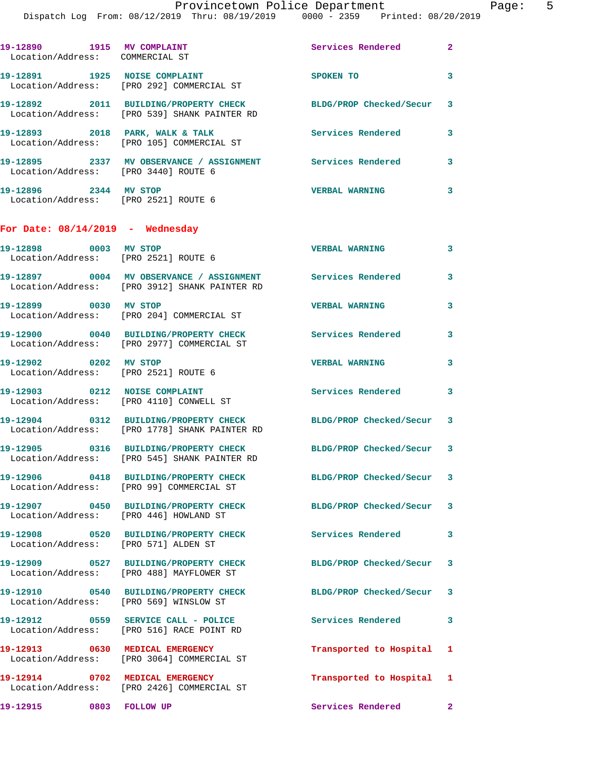19-12890 1915 **MV COMPLAINT** Services Rendered 2
Location/Address: COMMERCIAL ST

19-12891 1925 **NOISE COMPLAINT** SPOKEN TO 3
Location/Address: [PRO 292] COMMERCIAL ST

19-12892 2011 **BUILDING/PROPERTY CHECK** BLDG/PROP Checked/Secur 3
Location/Address: [PRO 539] SHANK PAINTER RD

19-12893 2018 **PARK, WALK & TALK** Services Rendered 3
Location/Address: [PRO 105] COMMERCIAL ST

19-12895 2337 **MV OBSERVANCE / ASSIGNMENT** Services Rendered 3
Location/Address: [PRO 3440] ROUTE 6

19-12896 2344 **MV STOP** VERBAL WARNING 3
Location/Address: [PRO 2521] ROUTE 6

## For Date: 08/14/2019 - Wednesday

19-12898 0003 **MV STOP** VERBAL WARNING 3
Location/Address: [PRO 2521] ROUTE 6

19-12897 0004 **MV OBSERVANCE / ASSIGNMENT** Services Rendered 3
Location/Address: [PRO 3912] SHANK PAINTER RD

19-12899 0030 **MV STOP** VERBAL WARNING 3
Location/Address: [PRO 204] COMMERCIAL ST

19-12900 0040 **BUILDING/PROPERTY CHECK** Services Rendered 3
Location/Address: [PRO 2977] COMMERCIAL ST

19-12902 0202 **MV STOP** VERBAL WARNING 3
Location/Address: [PRO 2521] ROUTE 6

19-12903 0212 **NOISE COMPLAINT** Services Rendered 3
Location/Address: [PRO 4110] CONWELL ST

19-12904 0312 **BUILDING/PROPERTY CHECK** BLDG/PROP Checked/Secur 3
Location/Address: [PRO 1778] SHANK PAINTER RD

19-12905 0316 **BUILDING/PROPERTY CHECK** BLDG/PROP Checked/Secur 3
Location/Address: [PRO 545] SHANK PAINTER RD

19-12906 0418 **BUILDING/PROPERTY CHECK** BLDG/PROP Checked/Secur 3
Location/Address: [PRO 99] COMMERCIAL ST

19-12907 0450 **BUILDING/PROPERTY CHECK** BLDG/PROP Checked/Secur 3
Location/Address: [PRO 446] HOWLAND ST

19-12908 0520 **BUILDING/PROPERTY CHECK** Services Rendered 3
Location/Address: [PRO 571] ALDEN ST

19-12909 0527 **BUILDING/PROPERTY CHECK** BLDG/PROP Checked/Secur 3
Location/Address: [PRO 488] MAYFLOWER ST

19-12910 0540 **BUILDING/PROPERTY CHECK** BLDG/PROP Checked/Secur 3
Location/Address: [PRO 569] WINSLOW ST

19-12912 0559 **SERVICE CALL - POLICE** Services Rendered 3
Location/Address: [PRO 516] RACE POINT RD

19-12913 0630 **MEDICAL EMERGENCY** Transported to Hospital 1
Location/Address: [PRO 3064] COMMERCIAL ST

19-12914 0702 **MEDICAL EMERGENCY** Transported to Hospital 1
Location/Address: [PRO 2426] COMMERCIAL ST

19-12915 0803 **FOLLOW UP** Services Rendered 2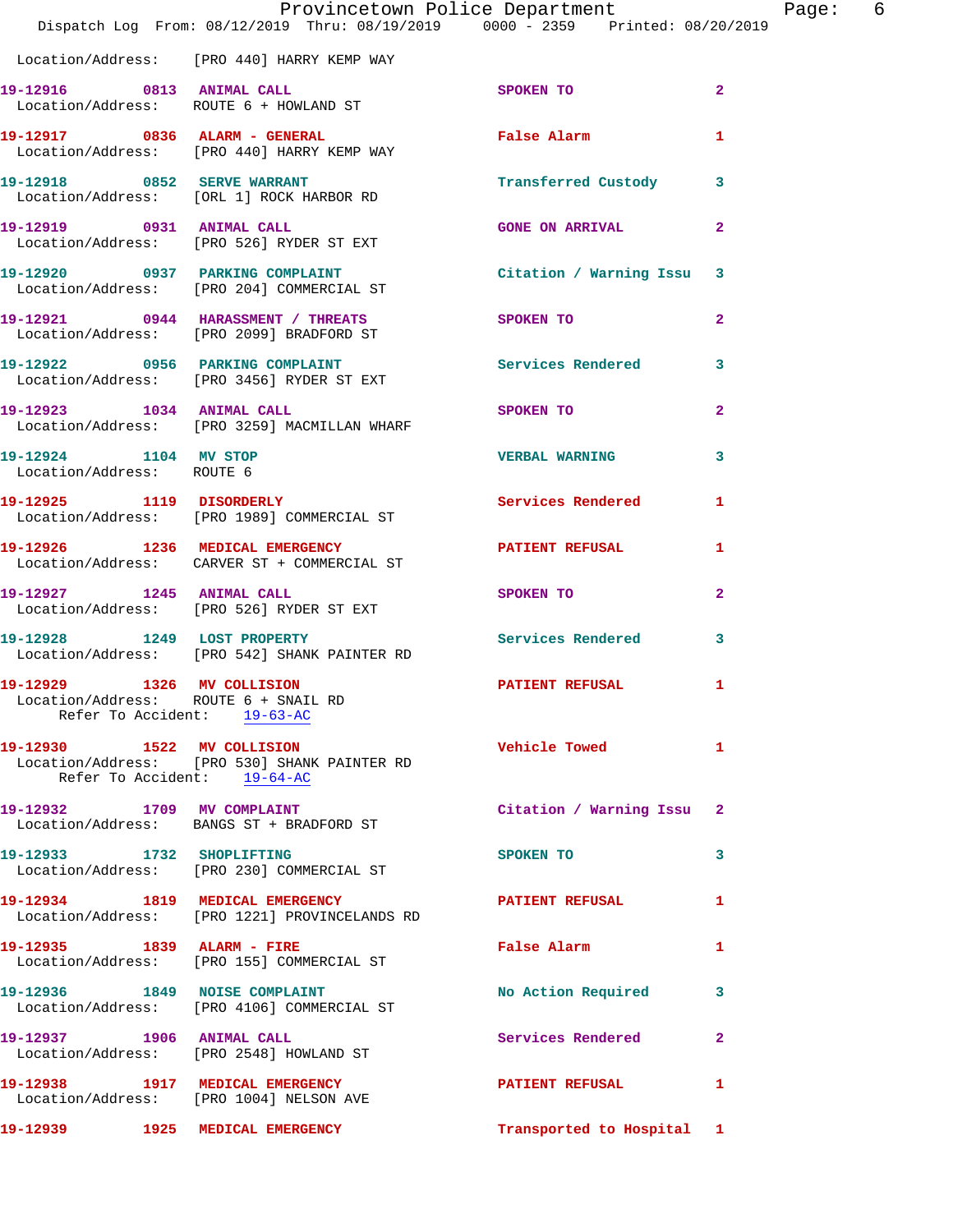Location/Address: [PRO 440] HARRY KEMP WAY

**19-12916** 0813 ANIMAL CALL — SPOKEN TO — 2
Location/Address: ROUTE 6 + HOWLAND ST

**19-12917** 0836 ALARM - GENERAL — False Alarm — 1
Location/Address: [PRO 440] HARRY KEMP WAY

**19-12918** 0852 SERVE WARRANT — Transferred Custody — 3
Location/Address: [ORL 1] ROCK HARBOR RD

**19-12919** 0931 ANIMAL CALL — GONE ON ARRIVAL — 2
Location/Address: [PRO 526] RYDER ST EXT

**19-12920** 0937 PARKING COMPLAINT — Citation / Warning Issu — 3
Location/Address: [PRO 204] COMMERCIAL ST

**19-12921** 0944 HARASSMENT / THREATS — SPOKEN TO — 2
Location/Address: [PRO 2099] BRADFORD ST

**19-12922** 0956 PARKING COMPLAINT — Services Rendered — 3
Location/Address: [PRO 3456] RYDER ST EXT

**19-12923** 1034 ANIMAL CALL — SPOKEN TO — 2
Location/Address: [PRO 3259] MACMILLAN WHARF

**19-12924** 1104 MV STOP — VERBAL WARNING — 3
Location/Address: ROUTE 6

**19-12925** 1119 DISORDERLY — Services Rendered — 1
Location/Address: [PRO 1989] COMMERCIAL ST

**19-12926** 1236 MEDICAL EMERGENCY — PATIENT REFUSAL — 1
Location/Address: CARVER ST + COMMERCIAL ST

**19-12927** 1245 ANIMAL CALL — SPOKEN TO — 2
Location/Address: [PRO 526] RYDER ST EXT

**19-12928** 1249 LOST PROPERTY — Services Rendered — 3
Location/Address: [PRO 542] SHANK PAINTER RD

**19-12929** 1326 MV COLLISION — PATIENT REFUSAL — 1
Location/Address: ROUTE 6 + SNAIL RD
Refer To Accident: 19-63-AC

**19-12930** 1522 MV COLLISION — Vehicle Towed — 1
Location/Address: [PRO 530] SHANK PAINTER RD
Refer To Accident: 19-64-AC

**19-12932** 1709 MV COMPLAINT — Citation / Warning Issu — 2
Location/Address: BANGS ST + BRADFORD ST

**19-12933** 1732 SHOPLIFTING — SPOKEN TO — 3
Location/Address: [PRO 230] COMMERCIAL ST

**19-12934** 1819 MEDICAL EMERGENCY — PATIENT REFUSAL — 1
Location/Address: [PRO 1221] PROVINCELANDS RD

**19-12935** 1839 ALARM - FIRE — False Alarm — 1
Location/Address: [PRO 155] COMMERCIAL ST

**19-12936** 1849 NOISE COMPLAINT — No Action Required — 3
Location/Address: [PRO 4106] COMMERCIAL ST

**19-12937** 1906 ANIMAL CALL — Services Rendered — 2
Location/Address: [PRO 2548] HOWLAND ST

**19-12938** 1917 MEDICAL EMERGENCY — PATIENT REFUSAL — 1
Location/Address: [PRO 1004] NELSON AVE

**19-12939** 1925 MEDICAL EMERGENCY — Transported to Hospital — 1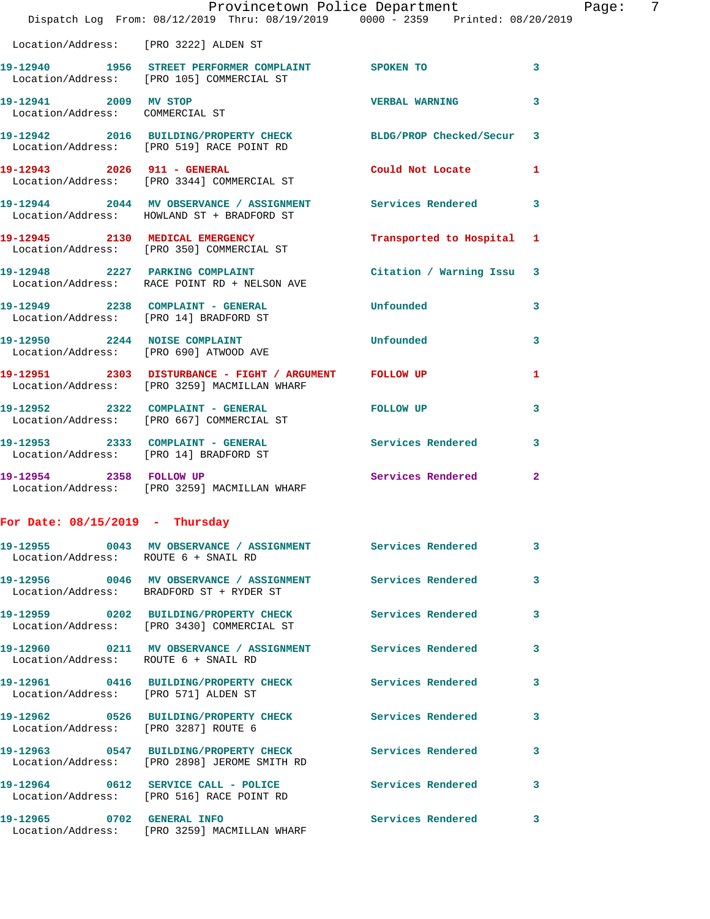Location/Address: [PRO 3222] ALDEN ST

| Call # | Time | Call Reason | Action | Priority |
|---|---|---|---|---|
| 19-12940 | 1956 | STREET PERFORMER COMPLAINT | SPOKEN TO | 3 |
| | | Location/Address: [PRO 105] COMMERCIAL ST | | |
| 19-12941 | 2009 | MV STOP | VERBAL WARNING | 3 |
| | | Location/Address: COMMERCIAL ST | | |
| 19-12942 | 2016 | BUILDING/PROPERTY CHECK | BLDG/PROP Checked/Secur | 3 |
| | | Location/Address: [PRO 519] RACE POINT RD | | |
| 19-12943 | 2026 | 911 - GENERAL | Could Not Locate | 1 |
| | | Location/Address: [PRO 3344] COMMERCIAL ST | | |
| 19-12944 | 2044 | MV OBSERVANCE / ASSIGNMENT | Services Rendered | 3 |
| | | Location/Address: HOWLAND ST + BRADFORD ST | | |
| 19-12945 | 2130 | MEDICAL EMERGENCY | Transported to Hospital | 1 |
| | | Location/Address: [PRO 350] COMMERCIAL ST | | |
| 19-12948 | 2227 | PARKING COMPLAINT | Citation / Warning Issu | 3 |
| | | Location/Address: RACE POINT RD + NELSON AVE | | |
| 19-12949 | 2238 | COMPLAINT - GENERAL | Unfounded | 3 |
| | | Location/Address: [PRO 14] BRADFORD ST | | |
| 19-12950 | 2244 | NOISE COMPLAINT | Unfounded | 3 |
| | | Location/Address: [PRO 690] ATWOOD AVE | | |
| 19-12951 | 2303 | DISTURBANCE - FIGHT / ARGUMENT | FOLLOW UP | 1 |
| | | Location/Address: [PRO 3259] MACMILLAN WHARF | | |
| 19-12952 | 2322 | COMPLAINT - GENERAL | FOLLOW UP | 3 |
| | | Location/Address: [PRO 667] COMMERCIAL ST | | |
| 19-12953 | 2333 | COMPLAINT - GENERAL | Services Rendered | 3 |
| | | Location/Address: [PRO 14] BRADFORD ST | | |
| 19-12954 | 2358 | FOLLOW UP | Services Rendered | 2 |
| | | Location/Address: [PRO 3259] MACMILLAN WHARF | | |

**For Date: 08/15/2019 - Thursday**

| Call # | Time | Call Reason | Action | Priority |
|---|---|---|---|---|
| 19-12955 | 0043 | MV OBSERVANCE / ASSIGNMENT | Services Rendered | 3 |
| | | Location/Address: ROUTE 6 + SNAIL RD | | |
| 19-12956 | 0046 | MV OBSERVANCE / ASSIGNMENT | Services Rendered | 3 |
| | | Location/Address: BRADFORD ST + RYDER ST | | |
| 19-12959 | 0202 | BUILDING/PROPERTY CHECK | Services Rendered | 3 |
| | | Location/Address: [PRO 3430] COMMERCIAL ST | | |
| 19-12960 | 0211 | MV OBSERVANCE / ASSIGNMENT | Services Rendered | 3 |
| | | Location/Address: ROUTE 6 + SNAIL RD | | |
| 19-12961 | 0416 | BUILDING/PROPERTY CHECK | Services Rendered | 3 |
| | | Location/Address: [PRO 571] ALDEN ST | | |
| 19-12962 | 0526 | BUILDING/PROPERTY CHECK | Services Rendered | 3 |
| | | Location/Address: [PRO 3287] ROUTE 6 | | |
| 19-12963 | 0547 | BUILDING/PROPERTY CHECK | Services Rendered | 3 |
| | | Location/Address: [PRO 2898] JEROME SMITH RD | | |
| 19-12964 | 0612 | SERVICE CALL - POLICE | Services Rendered | 3 |
| | | Location/Address: [PRO 516] RACE POINT RD | | |
| 19-12965 | 0702 | GENERAL INFO | Services Rendered | 3 |
| | | Location/Address: [PRO 3259] MACMILLAN WHARF | | |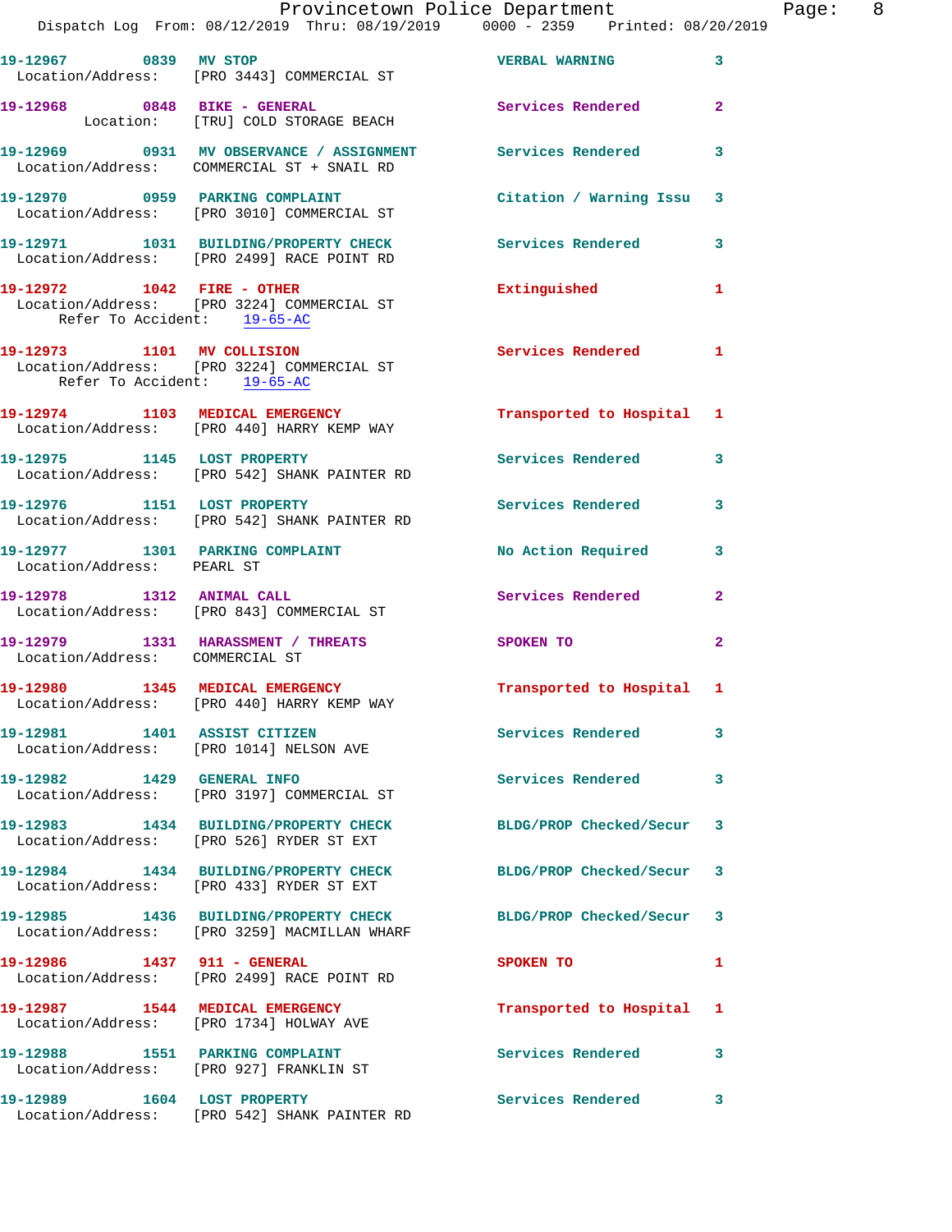19-12967 0839 MV STOP VERBAL WARNING 3
Location/Address: [PRO 3443] COMMERCIAL ST

19-12968 0848 BIKE - GENERAL Services Rendered 2
Location: [TRU] COLD STORAGE BEACH

19-12969 0931 MV OBSERVANCE / ASSIGNMENT Services Rendered 3
Location/Address: COMMERCIAL ST + SNAIL RD

19-12970 0959 PARKING COMPLAINT Citation / Warning Issu 3
Location/Address: [PRO 3010] COMMERCIAL ST

19-12971 1031 BUILDING/PROPERTY CHECK Services Rendered 3
Location/Address: [PRO 2499] RACE POINT RD

19-12972 1042 FIRE - OTHER Extinguished 1
Location/Address: [PRO 3224] COMMERCIAL ST
Refer To Accident: 19-65-AC

19-12973 1101 MV COLLISION Services Rendered 1
Location/Address: [PRO 3224] COMMERCIAL ST
Refer To Accident: 19-65-AC

19-12974 1103 MEDICAL EMERGENCY Transported to Hospital 1
Location/Address: [PRO 440] HARRY KEMP WAY

19-12975 1145 LOST PROPERTY Services Rendered 3
Location/Address: [PRO 542] SHANK PAINTER RD

19-12976 1151 LOST PROPERTY Services Rendered 3
Location/Address: [PRO 542] SHANK PAINTER RD

19-12977 1301 PARKING COMPLAINT No Action Required 3
Location/Address: PEARL ST

19-12978 1312 ANIMAL CALL Services Rendered 2
Location/Address: [PRO 843] COMMERCIAL ST

19-12979 1331 HARASSMENT / THREATS SPOKEN TO 2
Location/Address: COMMERCIAL ST

19-12980 1345 MEDICAL EMERGENCY Transported to Hospital 1
Location/Address: [PRO 440] HARRY KEMP WAY

19-12981 1401 ASSIST CITIZEN Services Rendered 3
Location/Address: [PRO 1014] NELSON AVE

19-12982 1429 GENERAL INFO Services Rendered 3
Location/Address: [PRO 3197] COMMERCIAL ST

19-12983 1434 BUILDING/PROPERTY CHECK BLDG/PROP Checked/Secur 3
Location/Address: [PRO 526] RYDER ST EXT

19-12984 1434 BUILDING/PROPERTY CHECK BLDG/PROP Checked/Secur 3
Location/Address: [PRO 433] RYDER ST EXT

19-12985 1436 BUILDING/PROPERTY CHECK BLDG/PROP Checked/Secur 3
Location/Address: [PRO 3259] MACMILLAN WHARF

19-12986 1437 911 - GENERAL SPOKEN TO 1
Location/Address: [PRO 2499] RACE POINT RD

19-12987 1544 MEDICAL EMERGENCY Transported to Hospital 1
Location/Address: [PRO 1734] HOLWAY AVE

19-12988 1551 PARKING COMPLAINT Services Rendered 3
Location/Address: [PRO 927] FRANKLIN ST

19-12989 1604 LOST PROPERTY Services Rendered 3
Location/Address: [PRO 542] SHANK PAINTER RD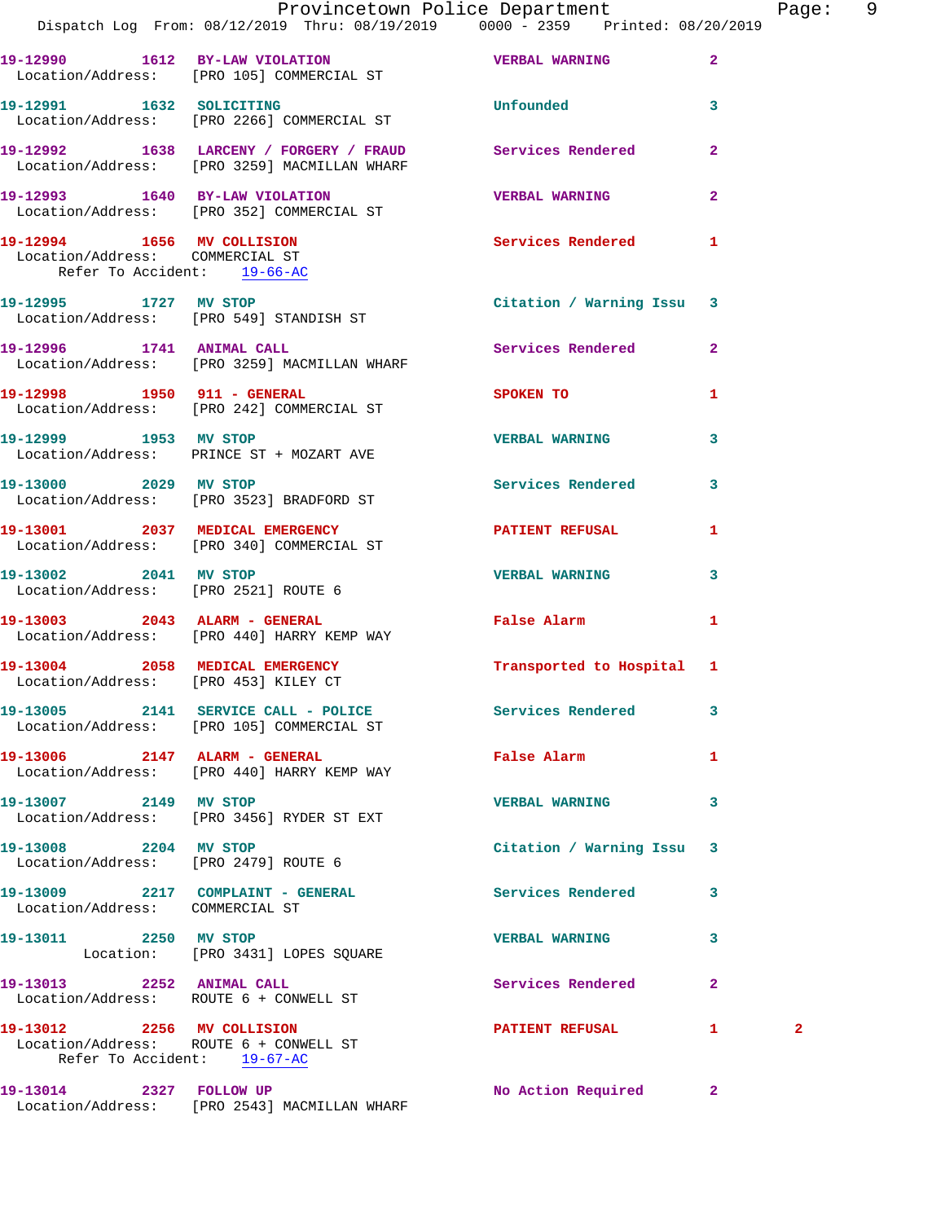19-12990 1612 BY-LAW VIOLATION VERBAL WARNING 2
Location/Address: [PRO 105] COMMERCIAL ST

19-12991 1632 SOLICITING Unfounded 3
Location/Address: [PRO 2266] COMMERCIAL ST

19-12992 1638 LARCENY / FORGERY / FRAUD Services Rendered 2
Location/Address: [PRO 3259] MACMILLAN WHARF

19-12993 1640 BY-LAW VIOLATION VERBAL WARNING 2
Location/Address: [PRO 352] COMMERCIAL ST

19-12994 1656 MV COLLISION Services Rendered 1
Location/Address: COMMERCIAL ST
Refer To Accident: 19-66-AC

19-12995 1727 MV STOP Citation / Warning Issu 3
Location/Address: [PRO 549] STANDISH ST

19-12996 1741 ANIMAL CALL Services Rendered 2
Location/Address: [PRO 3259] MACMILLAN WHARF

19-12998 1950 911 - GENERAL SPOKEN TO 1
Location/Address: [PRO 242] COMMERCIAL ST

19-12999 1953 MV STOP VERBAL WARNING 3
Location/Address: PRINCE ST + MOZART AVE

19-13000 2029 MV STOP Services Rendered 3
Location/Address: [PRO 3523] BRADFORD ST

19-13001 2037 MEDICAL EMERGENCY PATIENT REFUSAL 1
Location/Address: [PRO 340] COMMERCIAL ST

19-13002 2041 MV STOP VERBAL WARNING 3
Location/Address: [PRO 2521] ROUTE 6

19-13003 2043 ALARM - GENERAL False Alarm 1
Location/Address: [PRO 440] HARRY KEMP WAY

19-13004 2058 MEDICAL EMERGENCY Transported to Hospital 1
Location/Address: [PRO 453] KILEY CT

19-13005 2141 SERVICE CALL - POLICE Services Rendered 3
Location/Address: [PRO 105] COMMERCIAL ST

19-13006 2147 ALARM - GENERAL False Alarm 1
Location/Address: [PRO 440] HARRY KEMP WAY

19-13007 2149 MV STOP VERBAL WARNING 3
Location/Address: [PRO 3456] RYDER ST EXT

19-13008 2204 MV STOP Citation / Warning Issu 3
Location/Address: [PRO 2479] ROUTE 6

19-13009 2217 COMPLAINT - GENERAL Services Rendered 3
Location/Address: COMMERCIAL ST

19-13011 2250 MV STOP VERBAL WARNING 3
Location: [PRO 3431] LOPES SQUARE

19-13013 2252 ANIMAL CALL Services Rendered 2
Location/Address: ROUTE 6 + CONWELL ST

19-13012 2256 MV COLLISION PATIENT REFUSAL 1 2
Location/Address: ROUTE 6 + CONWELL ST
Refer To Accident: 19-67-AC

19-13014 2327 FOLLOW UP No Action Required 2
Location/Address: [PRO 2543] MACMILLAN WHARF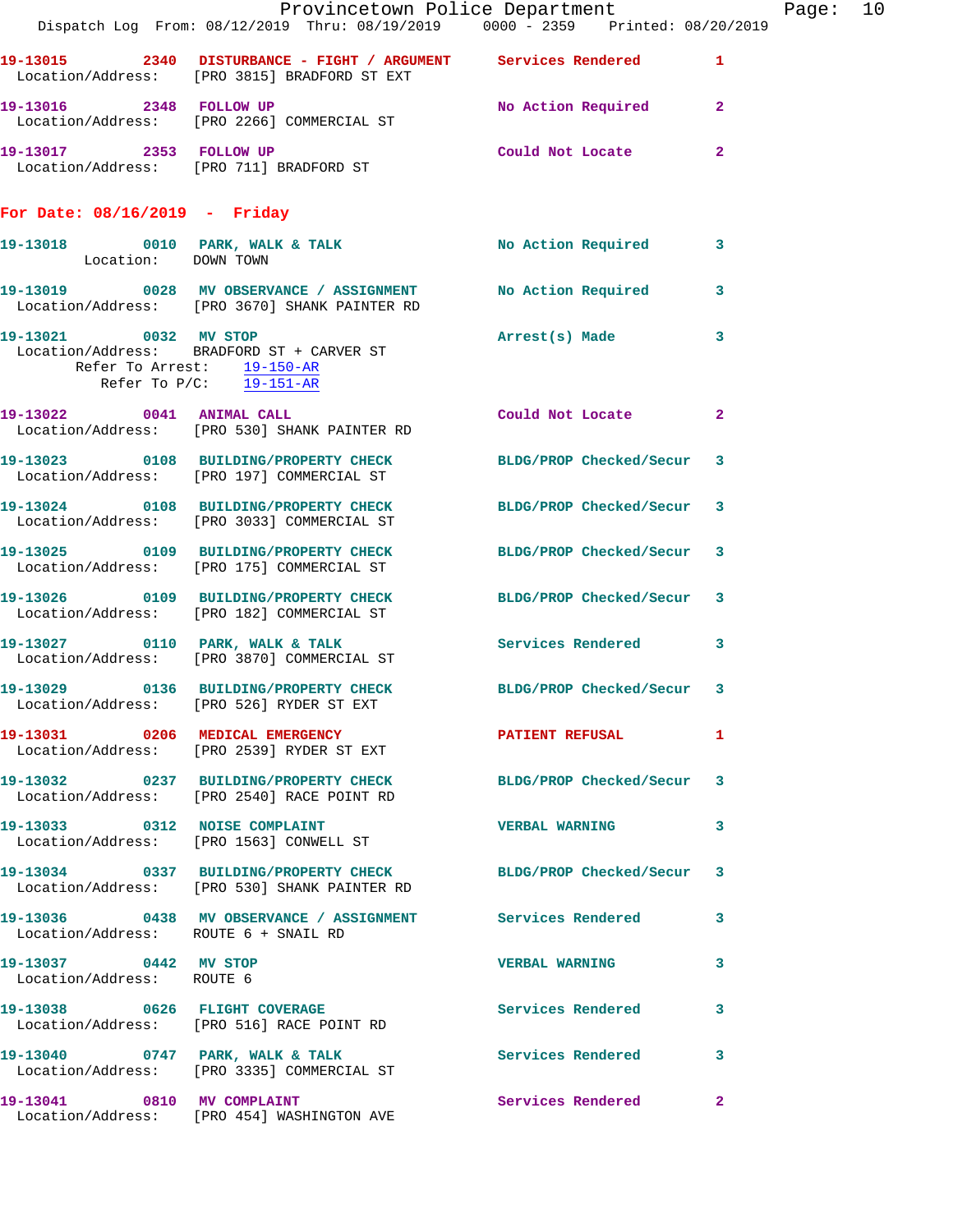19-13015 2340 **DISTURBANCE - FIGHT / ARGUMENT** Services Rendered 1
Location/Address: [PRO 3815] BRADFORD ST EXT

19-13016 2348 **FOLLOW UP** No Action Required 2
Location/Address: [PRO 2266] COMMERCIAL ST

19-13017 2353 **FOLLOW UP** Could Not Locate 2
Location/Address: [PRO 711] BRADFORD ST

## For Date: 08/16/2019 - Friday

19-13018 0010 **PARK, WALK & TALK** No Action Required 3
Location: DOWN TOWN

19-13019 0028 **MV OBSERVANCE / ASSIGNMENT** No Action Required 3
Location/Address: [PRO 3670] SHANK PAINTER RD

19-13021 0032 **MV STOP** Arrest(s) Made 3
Location/Address: BRADFORD ST + CARVER ST
Refer To Arrest: 19-150-AR
Refer To P/C: 19-151-AR

19-13022 0041 **ANIMAL CALL** Could Not Locate 2
Location/Address: [PRO 530] SHANK PAINTER RD

19-13023 0108 **BUILDING/PROPERTY CHECK** BLDG/PROP Checked/Secur 3
Location/Address: [PRO 197] COMMERCIAL ST

19-13024 0108 **BUILDING/PROPERTY CHECK** BLDG/PROP Checked/Secur 3
Location/Address: [PRO 3033] COMMERCIAL ST

19-13025 0109 **BUILDING/PROPERTY CHECK** BLDG/PROP Checked/Secur 3
Location/Address: [PRO 175] COMMERCIAL ST

19-13026 0109 **BUILDING/PROPERTY CHECK** BLDG/PROP Checked/Secur 3
Location/Address: [PRO 182] COMMERCIAL ST

19-13027 0110 **PARK, WALK & TALK** Services Rendered 3
Location/Address: [PRO 3870] COMMERCIAL ST

19-13029 0136 **BUILDING/PROPERTY CHECK** BLDG/PROP Checked/Secur 3
Location/Address: [PRO 526] RYDER ST EXT

19-13031 0206 **MEDICAL EMERGENCY** PATIENT REFUSAL 1
Location/Address: [PRO 2539] RYDER ST EXT

19-13032 0237 **BUILDING/PROPERTY CHECK** BLDG/PROP Checked/Secur 3
Location/Address: [PRO 2540] RACE POINT RD

19-13033 0312 **NOISE COMPLAINT** VERBAL WARNING 3
Location/Address: [PRO 1563] CONWELL ST

19-13034 0337 **BUILDING/PROPERTY CHECK** BLDG/PROP Checked/Secur 3
Location/Address: [PRO 530] SHANK PAINTER RD

19-13036 0438 **MV OBSERVANCE / ASSIGNMENT** Services Rendered 3
Location/Address: ROUTE 6 + SNAIL RD

19-13037 0442 **MV STOP** VERBAL WARNING 3
Location/Address: ROUTE 6

19-13038 0626 **FLIGHT COVERAGE** Services Rendered 3
Location/Address: [PRO 516] RACE POINT RD

19-13040 0747 **PARK, WALK & TALK** Services Rendered 3
Location/Address: [PRO 3335] COMMERCIAL ST

19-13041 0810 **MV COMPLAINT** Services Rendered 2
Location/Address: [PRO 454] WASHINGTON AVE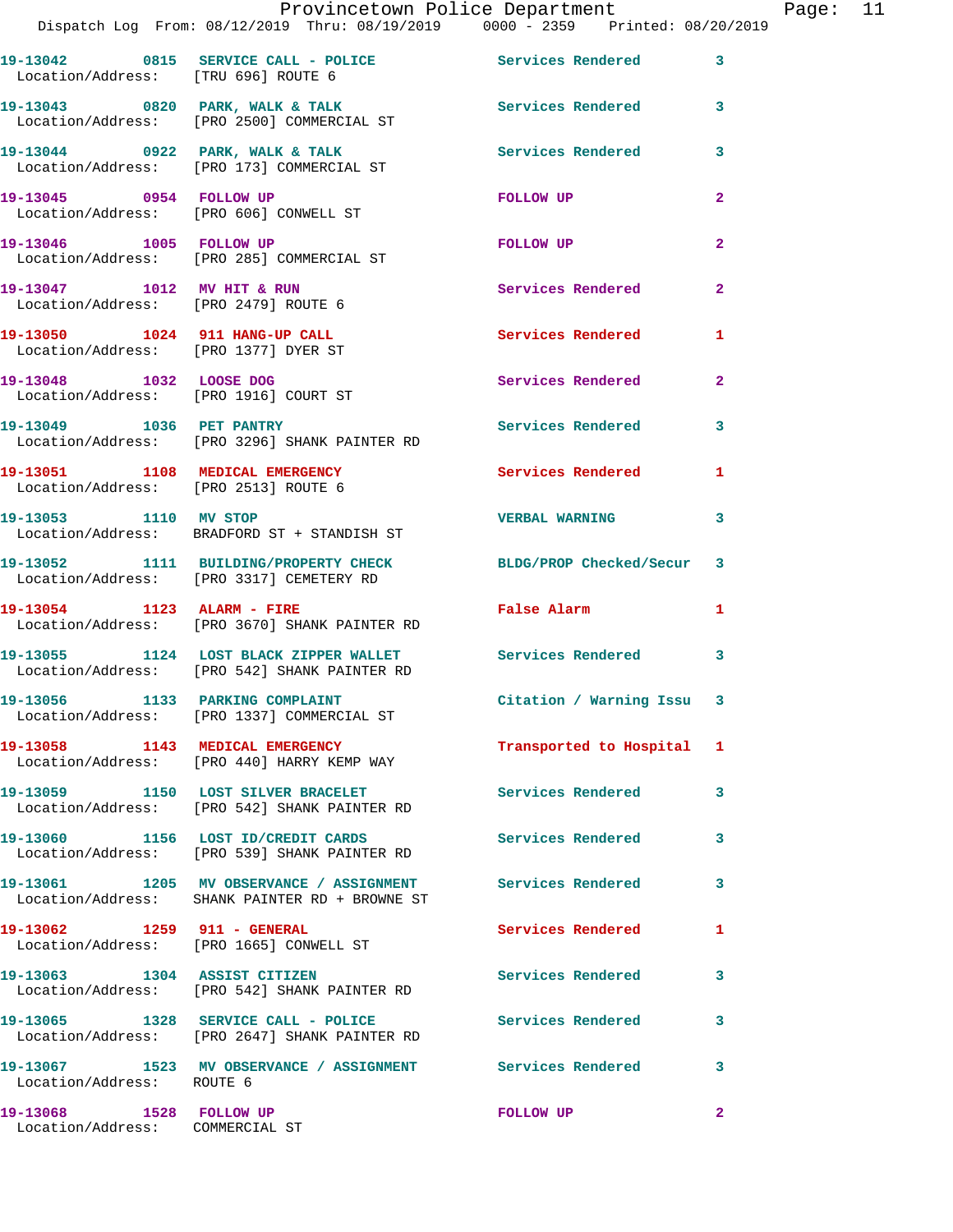| Call # | Time | Call Type | Disposition | Priority |
|---|---|---|---|---|
| 19-13042 | 0815 | SERVICE CALL - POLICE | Services Rendered | 3 |
| Location/Address: | [TRU 696] ROUTE 6 | | | |
| 19-13043 | 0820 | PARK, WALK & TALK | Services Rendered | 3 |
| Location/Address: | [PRO 2500] COMMERCIAL ST | | | |
| 19-13044 | 0922 | PARK, WALK & TALK | Services Rendered | 3 |
| Location/Address: | [PRO 173] COMMERCIAL ST | | | |
| 19-13045 | 0954 | FOLLOW UP | FOLLOW UP | 2 |
| Location/Address: | [PRO 606] CONWELL ST | | | |
| 19-13046 | 1005 | FOLLOW UP | FOLLOW UP | 2 |
| Location/Address: | [PRO 285] COMMERCIAL ST | | | |
| 19-13047 | 1012 | MV HIT & RUN | Services Rendered | 2 |
| Location/Address: | [PRO 2479] ROUTE 6 | | | |
| 19-13050 | 1024 | 911 HANG-UP CALL | Services Rendered | 1 |
| Location/Address: | [PRO 1377] DYER ST | | | |
| 19-13048 | 1032 | LOOSE DOG | Services Rendered | 2 |
| Location/Address: | [PRO 1916] COURT ST | | | |
| 19-13049 | 1036 | PET PANTRY | Services Rendered | 3 |
| Location/Address: | [PRO 3296] SHANK PAINTER RD | | | |
| 19-13051 | 1108 | MEDICAL EMERGENCY | Services Rendered | 1 |
| Location/Address: | [PRO 2513] ROUTE 6 | | | |
| 19-13053 | 1110 | MV STOP | VERBAL WARNING | 3 |
| Location/Address: | BRADFORD ST + STANDISH ST | | | |
| 19-13052 | 1111 | BUILDING/PROPERTY CHECK | BLDG/PROP Checked/Secur | 3 |
| Location/Address: | [PRO 3317] CEMETERY RD | | | |
| 19-13054 | 1123 | ALARM - FIRE | False Alarm | 1 |
| Location/Address: | [PRO 3670] SHANK PAINTER RD | | | |
| 19-13055 | 1124 | LOST BLACK ZIPPER WALLET | Services Rendered | 3 |
| Location/Address: | [PRO 542] SHANK PAINTER RD | | | |
| 19-13056 | 1133 | PARKING COMPLAINT | Citation / Warning Issu | 3 |
| Location/Address: | [PRO 1337] COMMERCIAL ST | | | |
| 19-13058 | 1143 | MEDICAL EMERGENCY | Transported to Hospital | 1 |
| Location/Address: | [PRO 440] HARRY KEMP WAY | | | |
| 19-13059 | 1150 | LOST SILVER BRACELET | Services Rendered | 3 |
| Location/Address: | [PRO 542] SHANK PAINTER RD | | | |
| 19-13060 | 1156 | LOST ID/CREDIT CARDS | Services Rendered | 3 |
| Location/Address: | [PRO 539] SHANK PAINTER RD | | | |
| 19-13061 | 1205 | MV OBSERVANCE / ASSIGNMENT | Services Rendered | 3 |
| Location/Address: | SHANK PAINTER RD + BROWNE ST | | | |
| 19-13062 | 1259 | 911 - GENERAL | Services Rendered | 1 |
| Location/Address: | [PRO 1665] CONWELL ST | | | |
| 19-13063 | 1304 | ASSIST CITIZEN | Services Rendered | 3 |
| Location/Address: | [PRO 542] SHANK PAINTER RD | | | |
| 19-13065 | 1328 | SERVICE CALL - POLICE | Services Rendered | 3 |
| Location/Address: | [PRO 2647] SHANK PAINTER RD | | | |
| 19-13067 | 1523 | MV OBSERVANCE / ASSIGNMENT | Services Rendered | 3 |
| Location/Address: | ROUTE 6 | | | |
| 19-13068 | 1528 | FOLLOW UP | FOLLOW UP | 2 |
| Location/Address: | COMMERCIAL ST | | | |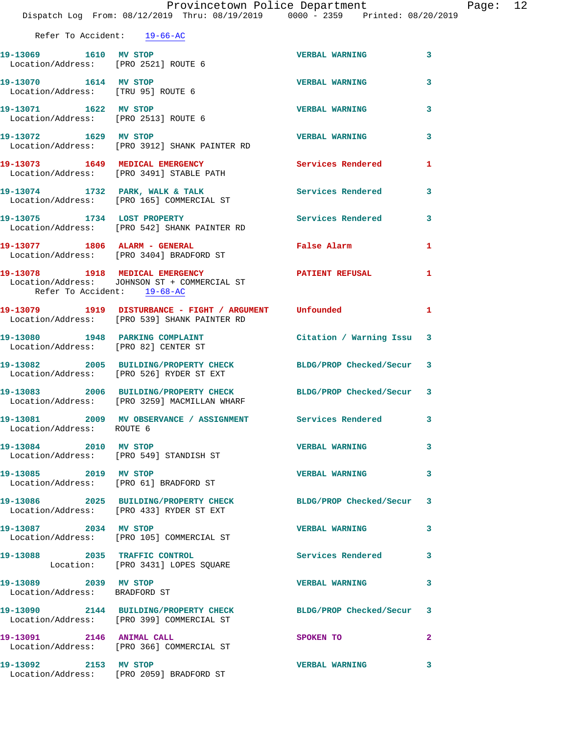Refer To Accident: 19-66-AC

| Call # | Time | Call Type | Disposition | Priority |
|---|---|---|---|---|
| 19-13069 | 1610 | MV STOP | VERBAL WARNING | 3 |
| | | Location/Address: [PRO 2521] ROUTE 6 | | |
| 19-13070 | 1614 | MV STOP | VERBAL WARNING | 3 |
| | | Location/Address: [TRU 95] ROUTE 6 | | |
| 19-13071 | 1622 | MV STOP | VERBAL WARNING | 3 |
| | | Location/Address: [PRO 2513] ROUTE 6 | | |
| 19-13072 | 1629 | MV STOP | VERBAL WARNING | 3 |
| | | Location/Address: [PRO 3912] SHANK PAINTER RD | | |
| 19-13073 | 1649 | MEDICAL EMERGENCY | Services Rendered | 1 |
| | | Location/Address: [PRO 3491] STABLE PATH | | |
| 19-13074 | 1732 | PARK, WALK & TALK | Services Rendered | 3 |
| | | Location/Address: [PRO 165] COMMERCIAL ST | | |
| 19-13075 | 1734 | LOST PROPERTY | Services Rendered | 3 |
| | | Location/Address: [PRO 542] SHANK PAINTER RD | | |
| 19-13077 | 1806 | ALARM - GENERAL | False Alarm | 1 |
| | | Location/Address: [PRO 3404] BRADFORD ST | | |
| 19-13078 | 1918 | MEDICAL EMERGENCY | PATIENT REFUSAL | 1 |
| | | Location/Address: JOHNSON ST + COMMERCIAL ST | | |
| | | Refer To Accident: 19-68-AC | | |
| 19-13079 | 1919 | DISTURBANCE - FIGHT / ARGUMENT | Unfounded | 1 |
| | | Location/Address: [PRO 539] SHANK PAINTER RD | | |
| 19-13080 | 1948 | PARKING COMPLAINT | Citation / Warning Issu | 3 |
| | | Location/Address: [PRO 82] CENTER ST | | |
| 19-13082 | 2005 | BUILDING/PROPERTY CHECK | BLDG/PROP Checked/Secur | 3 |
| | | Location/Address: [PRO 526] RYDER ST EXT | | |
| 19-13083 | 2006 | BUILDING/PROPERTY CHECK | BLDG/PROP Checked/Secur | 3 |
| | | Location/Address: [PRO 3259] MACMILLAN WHARF | | |
| 19-13081 | 2009 | MV OBSERVANCE / ASSIGNMENT | Services Rendered | 3 |
| | | Location/Address: ROUTE 6 | | |
| 19-13084 | 2010 | MV STOP | VERBAL WARNING | 3 |
| | | Location/Address: [PRO 549] STANDISH ST | | |
| 19-13085 | 2019 | MV STOP | VERBAL WARNING | 3 |
| | | Location/Address: [PRO 61] BRADFORD ST | | |
| 19-13086 | 2025 | BUILDING/PROPERTY CHECK | BLDG/PROP Checked/Secur | 3 |
| | | Location/Address: [PRO 433] RYDER ST EXT | | |
| 19-13087 | 2034 | MV STOP | VERBAL WARNING | 3 |
| | | Location/Address: [PRO 105] COMMERCIAL ST | | |
| 19-13088 | 2035 | TRAFFIC CONTROL | Services Rendered | 3 |
| | | Location: [PRO 3431] LOPES SQUARE | | |
| 19-13089 | 2039 | MV STOP | VERBAL WARNING | 3 |
| | | Location/Address: BRADFORD ST | | |
| 19-13090 | 2144 | BUILDING/PROPERTY CHECK | BLDG/PROP Checked/Secur | 3 |
| | | Location/Address: [PRO 399] COMMERCIAL ST | | |
| 19-13091 | 2146 | ANIMAL CALL | SPOKEN TO | 2 |
| | | Location/Address: [PRO 366] COMMERCIAL ST | | |
| 19-13092 | 2153 | MV STOP | VERBAL WARNING | 3 |
| | | Location/Address: [PRO 2059] BRADFORD ST | | |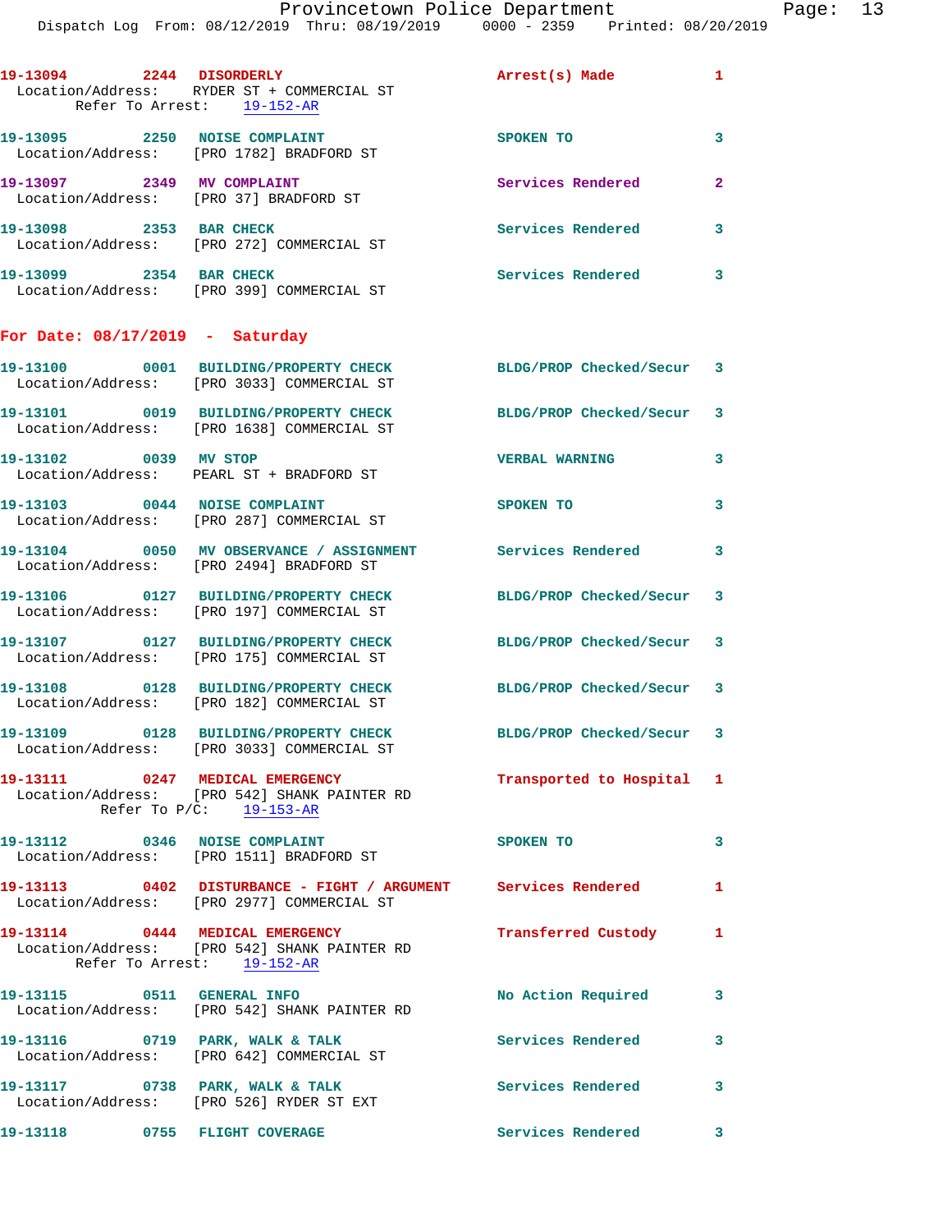19-13094 2244 DISORDERLY Arrest(s) Made 1
Location/Address: RYDER ST + COMMERCIAL ST
Refer To Arrest: 19-152-AR

19-13095 2250 NOISE COMPLAINT SPOKEN TO 3
Location/Address: [PRO 1782] BRADFORD ST

19-13097 2349 MV COMPLAINT Services Rendered 2
Location/Address: [PRO 37] BRADFORD ST

19-13098 2353 BAR CHECK Services Rendered 3
Location/Address: [PRO 272] COMMERCIAL ST

19-13099 2354 BAR CHECK Services Rendered 3
Location/Address: [PRO 399] COMMERCIAL ST

**For Date: 08/17/2019 - Saturday**

19-13100 0001 BUILDING/PROPERTY CHECK BLDG/PROP Checked/Secur 3
Location/Address: [PRO 3033] COMMERCIAL ST

19-13101 0019 BUILDING/PROPERTY CHECK BLDG/PROP Checked/Secur 3
Location/Address: [PRO 1638] COMMERCIAL ST

19-13102 0039 MV STOP VERBAL WARNING 3
Location/Address: PEARL ST + BRADFORD ST

19-13103 0044 NOISE COMPLAINT SPOKEN TO 3
Location/Address: [PRO 287] COMMERCIAL ST

19-13104 0050 MV OBSERVANCE / ASSIGNMENT Services Rendered 3
Location/Address: [PRO 2494] BRADFORD ST

19-13106 0127 BUILDING/PROPERTY CHECK BLDG/PROP Checked/Secur 3
Location/Address: [PRO 197] COMMERCIAL ST

19-13107 0127 BUILDING/PROPERTY CHECK BLDG/PROP Checked/Secur 3
Location/Address: [PRO 175] COMMERCIAL ST

19-13108 0128 BUILDING/PROPERTY CHECK BLDG/PROP Checked/Secur 3
Location/Address: [PRO 182] COMMERCIAL ST

19-13109 0128 BUILDING/PROPERTY CHECK BLDG/PROP Checked/Secur 3
Location/Address: [PRO 3033] COMMERCIAL ST

19-13111 0247 MEDICAL EMERGENCY Transported to Hospital 1
Location/Address: [PRO 542] SHANK PAINTER RD
Refer To P/C: 19-153-AR

19-13112 0346 NOISE COMPLAINT SPOKEN TO 3
Location/Address: [PRO 1511] BRADFORD ST

19-13113 0402 DISTURBANCE - FIGHT / ARGUMENT Services Rendered 1
Location/Address: [PRO 2977] COMMERCIAL ST

19-13114 0444 MEDICAL EMERGENCY Transferred Custody 1
Location/Address: [PRO 542] SHANK PAINTER RD
Refer To Arrest: 19-152-AR

19-13115 0511 GENERAL INFO No Action Required 3
Location/Address: [PRO 542] SHANK PAINTER RD

19-13116 0719 PARK, WALK & TALK Services Rendered 3
Location/Address: [PRO 642] COMMERCIAL ST

19-13117 0738 PARK, WALK & TALK Services Rendered 3
Location/Address: [PRO 526] RYDER ST EXT

19-13118 0755 FLIGHT COVERAGE Services Rendered 3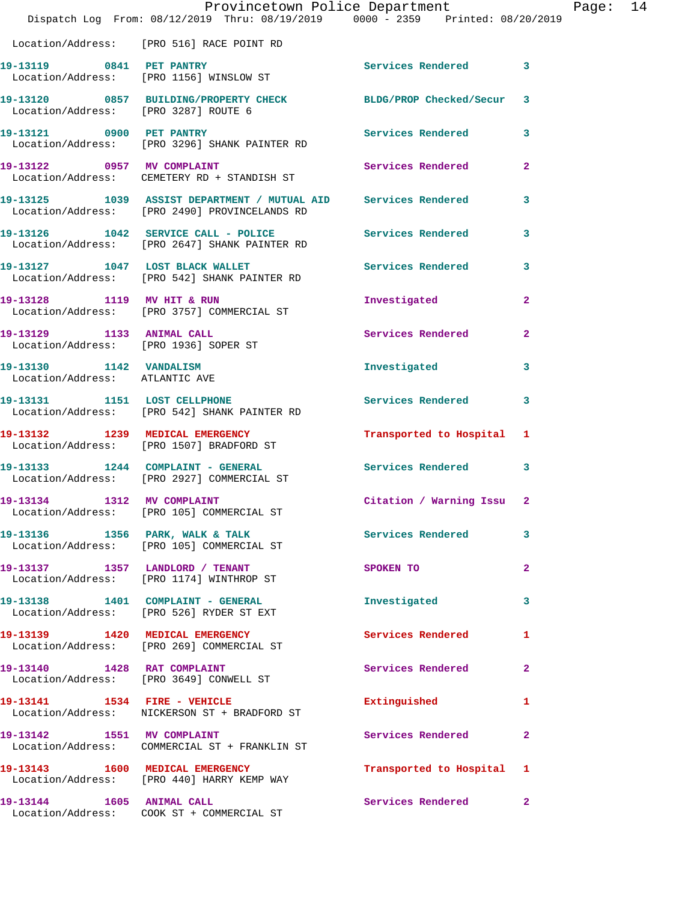Location/Address: [PRO 516] RACE POINT RD

| Call # | Time | Call Reason | Action | Priority |
|---|---|---|---|---|
| 19-13119 | 0841 | PET PANTRY | Services Rendered | 3 |
| | | Location/Address: [PRO 1156] WINSLOW ST | | |
| 19-13120 | 0857 | BUILDING/PROPERTY CHECK | BLDG/PROP Checked/Secur | 3 |
| | | Location/Address: [PRO 3287] ROUTE 6 | | |
| 19-13121 | 0900 | PET PANTRY | Services Rendered | 3 |
| | | Location/Address: [PRO 3296] SHANK PAINTER RD | | |
| 19-13122 | 0957 | MV COMPLAINT | Services Rendered | 2 |
| | | Location/Address: CEMETERY RD + STANDISH ST | | |
| 19-13125 | 1039 | ASSIST DEPARTMENT / MUTUAL AID | Services Rendered | 3 |
| | | Location/Address: [PRO 2490] PROVINCELANDS RD | | |
| 19-13126 | 1042 | SERVICE CALL - POLICE | Services Rendered | 3 |
| | | Location/Address: [PRO 2647] SHANK PAINTER RD | | |
| 19-13127 | 1047 | LOST BLACK WALLET | Services Rendered | 3 |
| | | Location/Address: [PRO 542] SHANK PAINTER RD | | |
| 19-13128 | 1119 | MV HIT & RUN | Investigated | 2 |
| | | Location/Address: [PRO 3757] COMMERCIAL ST | | |
| 19-13129 | 1133 | ANIMAL CALL | Services Rendered | 2 |
| | | Location/Address: [PRO 1936] SOPER ST | | |
| 19-13130 | 1142 | VANDALISM | Investigated | 3 |
| | | Location/Address: ATLANTIC AVE | | |
| 19-13131 | 1151 | LOST CELLPHONE | Services Rendered | 3 |
| | | Location/Address: [PRO 542] SHANK PAINTER RD | | |
| 19-13132 | 1239 | MEDICAL EMERGENCY | Transported to Hospital | 1 |
| | | Location/Address: [PRO 1507] BRADFORD ST | | |
| 19-13133 | 1244 | COMPLAINT - GENERAL | Services Rendered | 3 |
| | | Location/Address: [PRO 2927] COMMERCIAL ST | | |
| 19-13134 | 1312 | MV COMPLAINT | Citation / Warning Issu | 2 |
| | | Location/Address: [PRO 105] COMMERCIAL ST | | |
| 19-13136 | 1356 | PARK, WALK & TALK | Services Rendered | 3 |
| | | Location/Address: [PRO 105] COMMERCIAL ST | | |
| 19-13137 | 1357 | LANDLORD / TENANT | SPOKEN TO | 2 |
| | | Location/Address: [PRO 1174] WINTHROP ST | | |
| 19-13138 | 1401 | COMPLAINT - GENERAL | Investigated | 3 |
| | | Location/Address: [PRO 526] RYDER ST EXT | | |
| 19-13139 | 1420 | MEDICAL EMERGENCY | Services Rendered | 1 |
| | | Location/Address: [PRO 269] COMMERCIAL ST | | |
| 19-13140 | 1428 | RAT COMPLAINT | Services Rendered | 2 |
| | | Location/Address: [PRO 3649] CONWELL ST | | |
| 19-13141 | 1534 | FIRE - VEHICLE | Extinguished | 1 |
| | | Location/Address: NICKERSON ST + BRADFORD ST | | |
| 19-13142 | 1551 | MV COMPLAINT | Services Rendered | 2 |
| | | Location/Address: COMMERCIAL ST + FRANKLIN ST | | |
| 19-13143 | 1600 | MEDICAL EMERGENCY | Transported to Hospital | 1 |
| | | Location/Address: [PRO 440] HARRY KEMP WAY | | |
| 19-13144 | 1605 | ANIMAL CALL | Services Rendered | 2 |
| | | Location/Address: COOK ST + COMMERCIAL ST | | |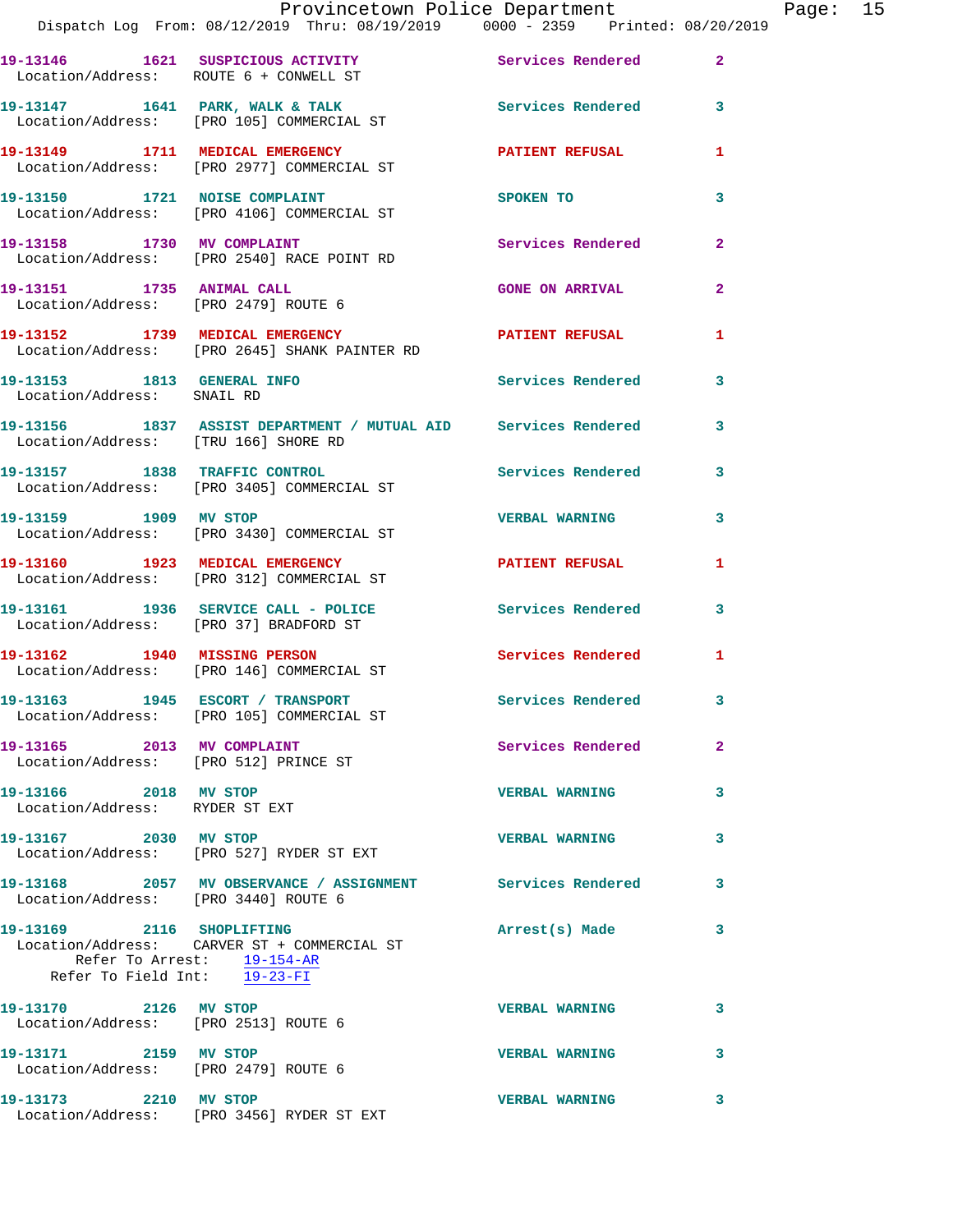19-13146 1621 SUSPICIOUS ACTIVITY Services Rendered 2
Location/Address: ROUTE 6 + CONWELL ST

19-13147 1641 PARK, WALK & TALK Services Rendered 3
Location/Address: [PRO 105] COMMERCIAL ST

19-13149 1711 MEDICAL EMERGENCY PATIENT REFUSAL 1
Location/Address: [PRO 2977] COMMERCIAL ST

19-13150 1721 NOISE COMPLAINT SPOKEN TO 3
Location/Address: [PRO 4106] COMMERCIAL ST

19-13158 1730 MV COMPLAINT Services Rendered 2
Location/Address: [PRO 2540] RACE POINT RD

19-13151 1735 ANIMAL CALL GONE ON ARRIVAL 2
Location/Address: [PRO 2479] ROUTE 6

19-13152 1739 MEDICAL EMERGENCY PATIENT REFUSAL 1
Location/Address: [PRO 2645] SHANK PAINTER RD

19-13153 1813 GENERAL INFO Services Rendered 3
Location/Address: SNAIL RD

19-13156 1837 ASSIST DEPARTMENT / MUTUAL AID Services Rendered 3
Location/Address: [TRU 166] SHORE RD

19-13157 1838 TRAFFIC CONTROL Services Rendered 3
Location/Address: [PRO 3405] COMMERCIAL ST

19-13159 1909 MV STOP VERBAL WARNING 3
Location/Address: [PRO 3430] COMMERCIAL ST

19-13160 1923 MEDICAL EMERGENCY PATIENT REFUSAL 1
Location/Address: [PRO 312] COMMERCIAL ST

19-13161 1936 SERVICE CALL - POLICE Services Rendered 3
Location/Address: [PRO 37] BRADFORD ST

19-13162 1940 MISSING PERSON Services Rendered 1
Location/Address: [PRO 146] COMMERCIAL ST

19-13163 1945 ESCORT / TRANSPORT Services Rendered 3
Location/Address: [PRO 105] COMMERCIAL ST

19-13165 2013 MV COMPLAINT Services Rendered 2
Location/Address: [PRO 512] PRINCE ST

19-13166 2018 MV STOP VERBAL WARNING 3
Location/Address: RYDER ST EXT

19-13167 2030 MV STOP VERBAL WARNING 3
Location/Address: [PRO 527] RYDER ST EXT

19-13168 2057 MV OBSERVANCE / ASSIGNMENT Services Rendered 3
Location/Address: [PRO 3440] ROUTE 6

19-13169 2116 SHOPLIFTING Arrest(s) Made 3
Location/Address: CARVER ST + COMMERCIAL ST
Refer To Arrest: 19-154-AR
Refer To Field Int: 19-23-FI

19-13170 2126 MV STOP VERBAL WARNING 3
Location/Address: [PRO 2513] ROUTE 6

19-13171 2159 MV STOP VERBAL WARNING 3
Location/Address: [PRO 2479] ROUTE 6

19-13173 2210 MV STOP VERBAL WARNING 3
Location/Address: [PRO 3456] RYDER ST EXT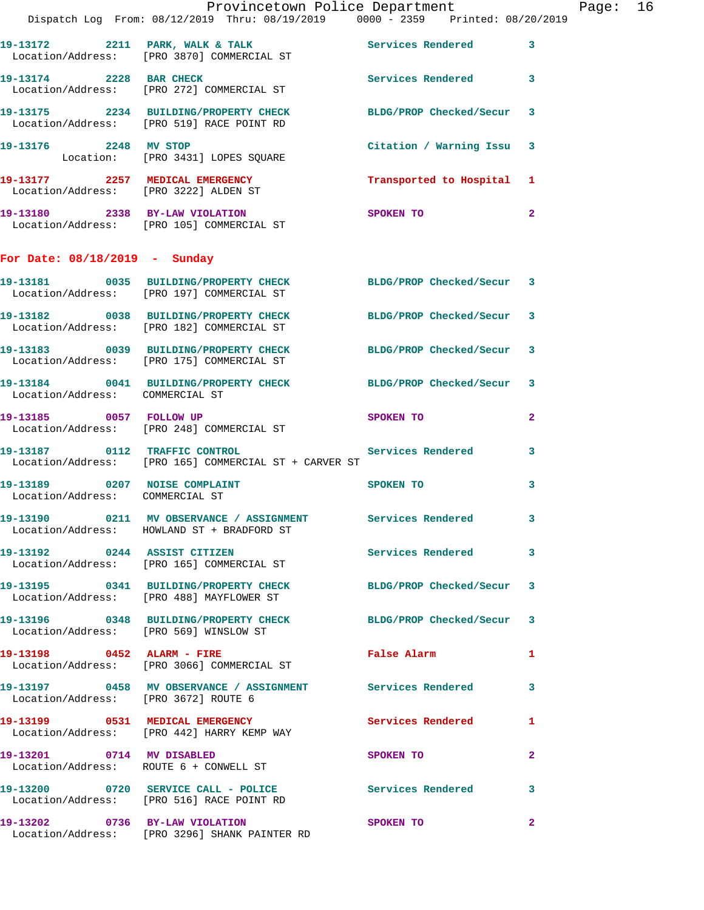19-13172 2211 PARK, WALK & TALK Services Rendered 3
Location/Address: [PRO 3870] COMMERCIAL ST

19-13174 2228 BAR CHECK Services Rendered 3
Location/Address: [PRO 272] COMMERCIAL ST

19-13175 2234 BUILDING/PROPERTY CHECK BLDG/PROP Checked/Secur 3
Location/Address: [PRO 519] RACE POINT RD

19-13176 2248 MV STOP Citation / Warning Issu 3
Location: [PRO 3431] LOPES SQUARE

19-13177 2257 MEDICAL EMERGENCY Transported to Hospital 1
Location/Address: [PRO 3222] ALDEN ST

19-13180 2338 BY-LAW VIOLATION SPOKEN TO 2
Location/Address: [PRO 105] COMMERCIAL ST

## For Date: 08/18/2019 - Sunday

19-13181 0035 BUILDING/PROPERTY CHECK BLDG/PROP Checked/Secur 3
Location/Address: [PRO 197] COMMERCIAL ST

19-13182 0038 BUILDING/PROPERTY CHECK BLDG/PROP Checked/Secur 3
Location/Address: [PRO 182] COMMERCIAL ST

19-13183 0039 BUILDING/PROPERTY CHECK BLDG/PROP Checked/Secur 3
Location/Address: [PRO 175] COMMERCIAL ST

19-13184 0041 BUILDING/PROPERTY CHECK BLDG/PROP Checked/Secur 3
Location/Address: COMMERCIAL ST

19-13185 0057 FOLLOW UP SPOKEN TO 2
Location/Address: [PRO 248] COMMERCIAL ST

19-13187 0112 TRAFFIC CONTROL Services Rendered 3
Location/Address: [PRO 165] COMMERCIAL ST + CARVER ST

19-13189 0207 NOISE COMPLAINT SPOKEN TO 3
Location/Address: COMMERCIAL ST

19-13190 0211 MV OBSERVANCE / ASSIGNMENT Services Rendered 3
Location/Address: HOWLAND ST + BRADFORD ST

19-13192 0244 ASSIST CITIZEN Services Rendered 3
Location/Address: [PRO 165] COMMERCIAL ST

19-13195 0341 BUILDING/PROPERTY CHECK BLDG/PROP Checked/Secur 3
Location/Address: [PRO 488] MAYFLOWER ST

19-13196 0348 BUILDING/PROPERTY CHECK BLDG/PROP Checked/Secur 3
Location/Address: [PRO 569] WINSLOW ST

19-13198 0452 ALARM - FIRE False Alarm 1
Location/Address: [PRO 3066] COMMERCIAL ST

19-13197 0458 MV OBSERVANCE / ASSIGNMENT Services Rendered 3
Location/Address: [PRO 3672] ROUTE 6

19-13199 0531 MEDICAL EMERGENCY Services Rendered 1
Location/Address: [PRO 442] HARRY KEMP WAY

19-13201 0714 MV DISABLED SPOKEN TO 2
Location/Address: ROUTE 6 + CONWELL ST

19-13200 0720 SERVICE CALL - POLICE Services Rendered 3
Location/Address: [PRO 516] RACE POINT RD

19-13202 0736 BY-LAW VIOLATION SPOKEN TO 2
Location/Address: [PRO 3296] SHANK PAINTER RD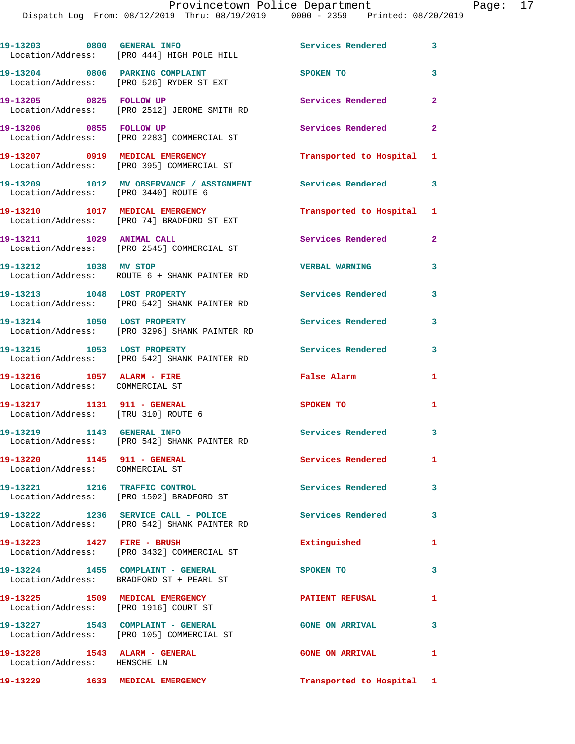19-13203 0800 GENERAL INFO Services Rendered 3
Location/Address: [PRO 444] HIGH POLE HILL

19-13204 0806 PARKING COMPLAINT SPOKEN TO 3
Location/Address: [PRO 526] RYDER ST EXT

19-13205 0825 FOLLOW UP Services Rendered 2
Location/Address: [PRO 2512] JEROME SMITH RD

19-13206 0855 FOLLOW UP Services Rendered 2
Location/Address: [PRO 2283] COMMERCIAL ST

19-13207 0919 MEDICAL EMERGENCY Transported to Hospital 1
Location/Address: [PRO 395] COMMERCIAL ST

19-13209 1012 MV OBSERVANCE / ASSIGNMENT Services Rendered 3
Location/Address: [PRO 3440] ROUTE 6

19-13210 1017 MEDICAL EMERGENCY Transported to Hospital 1
Location/Address: [PRO 74] BRADFORD ST EXT

19-13211 1029 ANIMAL CALL Services Rendered 2
Location/Address: [PRO 2545] COMMERCIAL ST

19-13212 1038 MV STOP VERBAL WARNING 3
Location/Address: ROUTE 6 + SHANK PAINTER RD

19-13213 1048 LOST PROPERTY Services Rendered 3
Location/Address: [PRO 542] SHANK PAINTER RD

19-13214 1050 LOST PROPERTY Services Rendered 3
Location/Address: [PRO 3296] SHANK PAINTER RD

19-13215 1053 LOST PROPERTY Services Rendered 3
Location/Address: [PRO 542] SHANK PAINTER RD

19-13216 1057 ALARM - FIRE False Alarm 1
Location/Address: COMMERCIAL ST

19-13217 1131 911 - GENERAL SPOKEN TO 1
Location/Address: [TRU 310] ROUTE 6

19-13219 1143 GENERAL INFO Services Rendered 3
Location/Address: [PRO 542] SHANK PAINTER RD

19-13220 1145 911 - GENERAL Services Rendered 1
Location/Address: COMMERCIAL ST

19-13221 1216 TRAFFIC CONTROL Services Rendered 3
Location/Address: [PRO 1502] BRADFORD ST

19-13222 1236 SERVICE CALL - POLICE Services Rendered 3
Location/Address: [PRO 542] SHANK PAINTER RD

19-13223 1427 FIRE - BRUSH Extinguished 1
Location/Address: [PRO 3432] COMMERCIAL ST

19-13224 1455 COMPLAINT - GENERAL SPOKEN TO 3
Location/Address: BRADFORD ST + PEARL ST

19-13225 1509 MEDICAL EMERGENCY PATIENT REFUSAL 1
Location/Address: [PRO 1916] COURT ST

19-13227 1543 COMPLAINT - GENERAL GONE ON ARRIVAL 3
Location/Address: [PRO 105] COMMERCIAL ST

19-13228 1543 ALARM - GENERAL GONE ON ARRIVAL 1
Location/Address: HENSCHE LN

19-13229 1633 MEDICAL EMERGENCY Transported to Hospital 1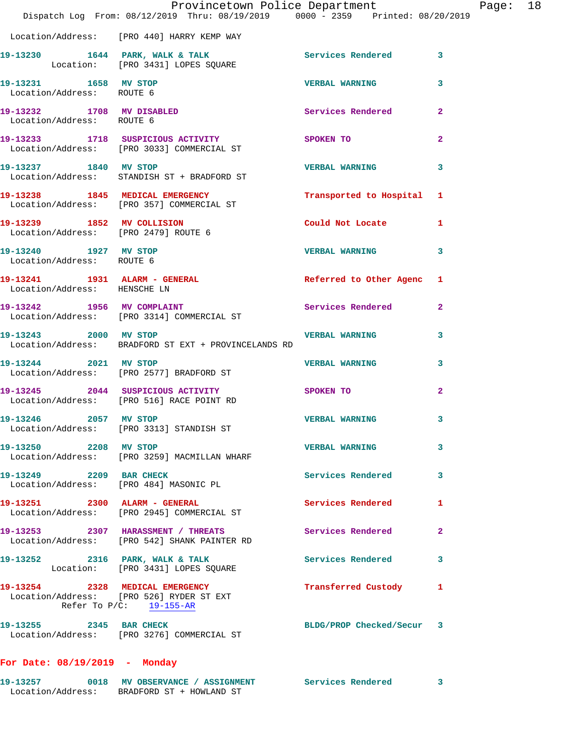Location/Address: [PRO 440] HARRY KEMP WAY

**19-13230** 1644 **PARK, WALK & TALK** Services Rendered 3
Location: [PRO 3431] LOPES SQUARE

**19-13231** 1658 **MV STOP** VERBAL WARNING 3
Location/Address: ROUTE 6

**19-13232** 1708 **MV DISABLED** Services Rendered 2
Location/Address: ROUTE 6

**19-13233** 1718 **SUSPICIOUS ACTIVITY** SPOKEN TO 2
Location/Address: [PRO 3033] COMMERCIAL ST

**19-13237** 1840 **MV STOP** VERBAL WARNING 3
Location/Address: STANDISH ST + BRADFORD ST

**19-13238** 1845 **MEDICAL EMERGENCY** Transported to Hospital 1
Location/Address: [PRO 357] COMMERCIAL ST

**19-13239** 1852 **MV COLLISION** Could Not Locate 1
Location/Address: [PRO 2479] ROUTE 6

**19-13240** 1927 **MV STOP** VERBAL WARNING 3
Location/Address: ROUTE 6

**19-13241** 1931 **ALARM - GENERAL** Referred to Other Agenc 1
Location/Address: HENSCHE LN

**19-13242** 1956 **MV COMPLAINT** Services Rendered 2
Location/Address: [PRO 3314] COMMERCIAL ST

**19-13243** 2000 **MV STOP** VERBAL WARNING 3
Location/Address: BRADFORD ST EXT + PROVINCELANDS RD

**19-13244** 2021 **MV STOP** VERBAL WARNING 3
Location/Address: [PRO 2577] BRADFORD ST

**19-13245** 2044 **SUSPICIOUS ACTIVITY** SPOKEN TO 2
Location/Address: [PRO 516] RACE POINT RD

**19-13246** 2057 **MV STOP** VERBAL WARNING 3
Location/Address: [PRO 3313] STANDISH ST

**19-13250** 2208 **MV STOP** VERBAL WARNING 3
Location/Address: [PRO 3259] MACMILLAN WHARF

**19-13249** 2209 **BAR CHECK** Services Rendered 3
Location/Address: [PRO 484] MASONIC PL

**19-13251** 2300 **ALARM - GENERAL** Services Rendered 1
Location/Address: [PRO 2945] COMMERCIAL ST

**19-13253** 2307 **HARASSMENT / THREATS** Services Rendered 2
Location/Address: [PRO 542] SHANK PAINTER RD

**19-13252** 2316 **PARK, WALK & TALK** Services Rendered 3
Location: [PRO 3431] LOPES SQUARE

**19-13254** 2328 **MEDICAL EMERGENCY** Transferred Custody 1
Location/Address: [PRO 526] RYDER ST EXT
Refer To P/C: 19-155-AR

**19-13255** 2345 **BAR CHECK** BLDG/PROP Checked/Secur 3
Location/Address: [PRO 3276] COMMERCIAL ST

## For Date: 08/19/2019 - Monday

**19-13257** 0018 **MV OBSERVANCE / ASSIGNMENT** Services Rendered 3
Location/Address: BRADFORD ST + HOWLAND ST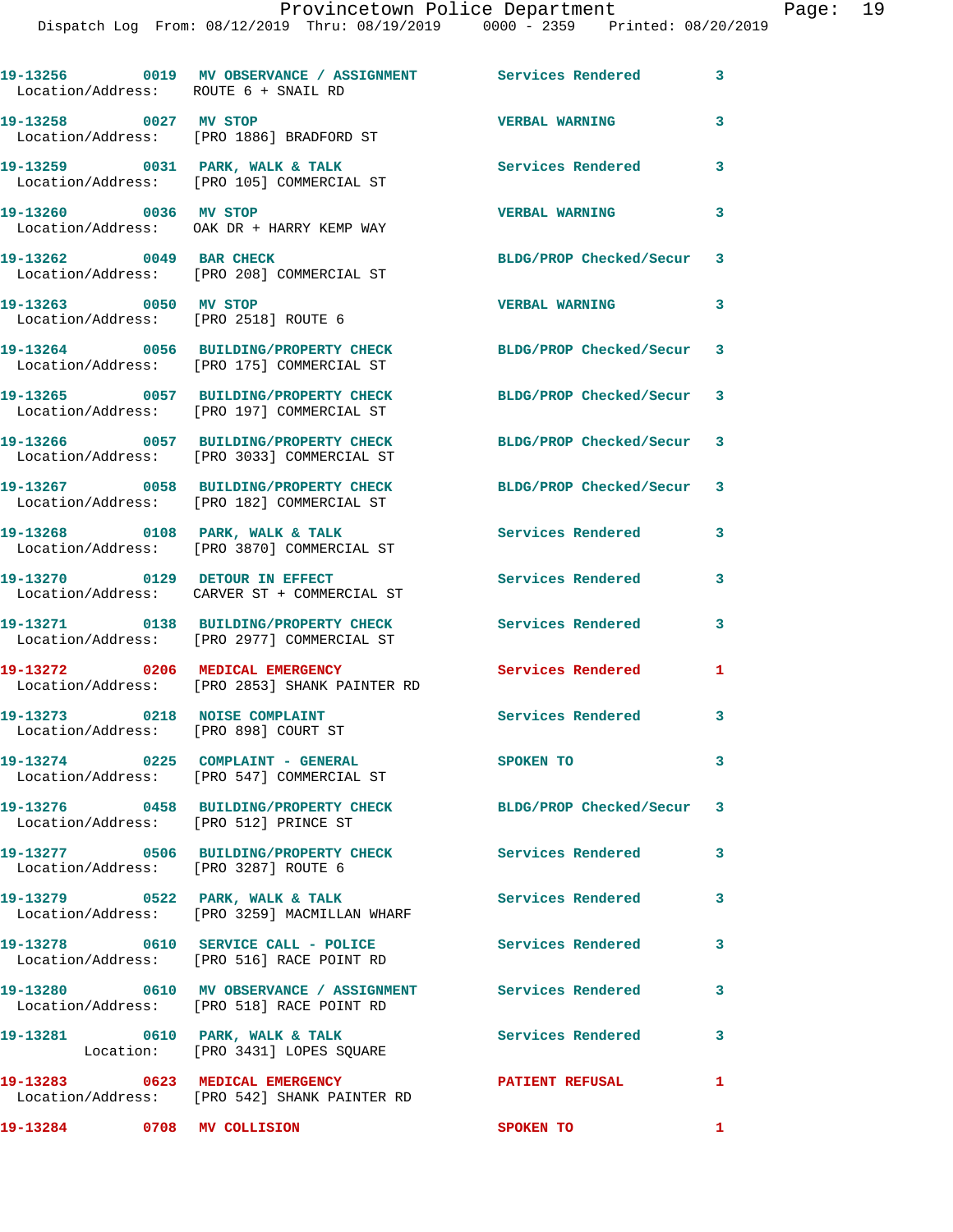19-13256 0019 MV OBSERVANCE / ASSIGNMENT Services Rendered 3
Location/Address: ROUTE 6 + SNAIL RD

19-13258 0027 MV STOP VERBAL WARNING 3
Location/Address: [PRO 1886] BRADFORD ST

19-13259 0031 PARK, WALK & TALK Services Rendered 3
Location/Address: [PRO 105] COMMERCIAL ST

19-13260 0036 MV STOP VERBAL WARNING 3
Location/Address: OAK DR + HARRY KEMP WAY

19-13262 0049 BAR CHECK BLDG/PROP Checked/Secur 3
Location/Address: [PRO 208] COMMERCIAL ST

19-13263 0050 MV STOP VERBAL WARNING 3
Location/Address: [PRO 2518] ROUTE 6

19-13264 0056 BUILDING/PROPERTY CHECK BLDG/PROP Checked/Secur 3
Location/Address: [PRO 175] COMMERCIAL ST

19-13265 0057 BUILDING/PROPERTY CHECK BLDG/PROP Checked/Secur 3
Location/Address: [PRO 197] COMMERCIAL ST

19-13266 0057 BUILDING/PROPERTY CHECK BLDG/PROP Checked/Secur 3
Location/Address: [PRO 3033] COMMERCIAL ST

19-13267 0058 BUILDING/PROPERTY CHECK BLDG/PROP Checked/Secur 3
Location/Address: [PRO 182] COMMERCIAL ST

19-13268 0108 PARK, WALK & TALK Services Rendered 3
Location/Address: [PRO 3870] COMMERCIAL ST

19-13270 0129 DETOUR IN EFFECT Services Rendered 3
Location/Address: CARVER ST + COMMERCIAL ST

19-13271 0138 BUILDING/PROPERTY CHECK Services Rendered 3
Location/Address: [PRO 2977] COMMERCIAL ST

19-13272 0206 MEDICAL EMERGENCY Services Rendered 1
Location/Address: [PRO 2853] SHANK PAINTER RD

19-13273 0218 NOISE COMPLAINT Services Rendered 3
Location/Address: [PRO 898] COURT ST

19-13274 0225 COMPLAINT - GENERAL SPOKEN TO 3
Location/Address: [PRO 547] COMMERCIAL ST

19-13276 0458 BUILDING/PROPERTY CHECK BLDG/PROP Checked/Secur 3
Location/Address: [PRO 512] PRINCE ST

19-13277 0506 BUILDING/PROPERTY CHECK Services Rendered 3
Location/Address: [PRO 3287] ROUTE 6

19-13279 0522 PARK, WALK & TALK Services Rendered 3
Location/Address: [PRO 3259] MACMILLAN WHARF

19-13278 0610 SERVICE CALL - POLICE Services Rendered 3
Location/Address: [PRO 516] RACE POINT RD

19-13280 0610 MV OBSERVANCE / ASSIGNMENT Services Rendered 3
Location/Address: [PRO 518] RACE POINT RD

19-13281 0610 PARK, WALK & TALK Services Rendered 3
Location: [PRO 3431] LOPES SQUARE

19-13283 0623 MEDICAL EMERGENCY PATIENT REFUSAL 1
Location/Address: [PRO 542] SHANK PAINTER RD

19-13284 0708 MV COLLISION SPOKEN TO 1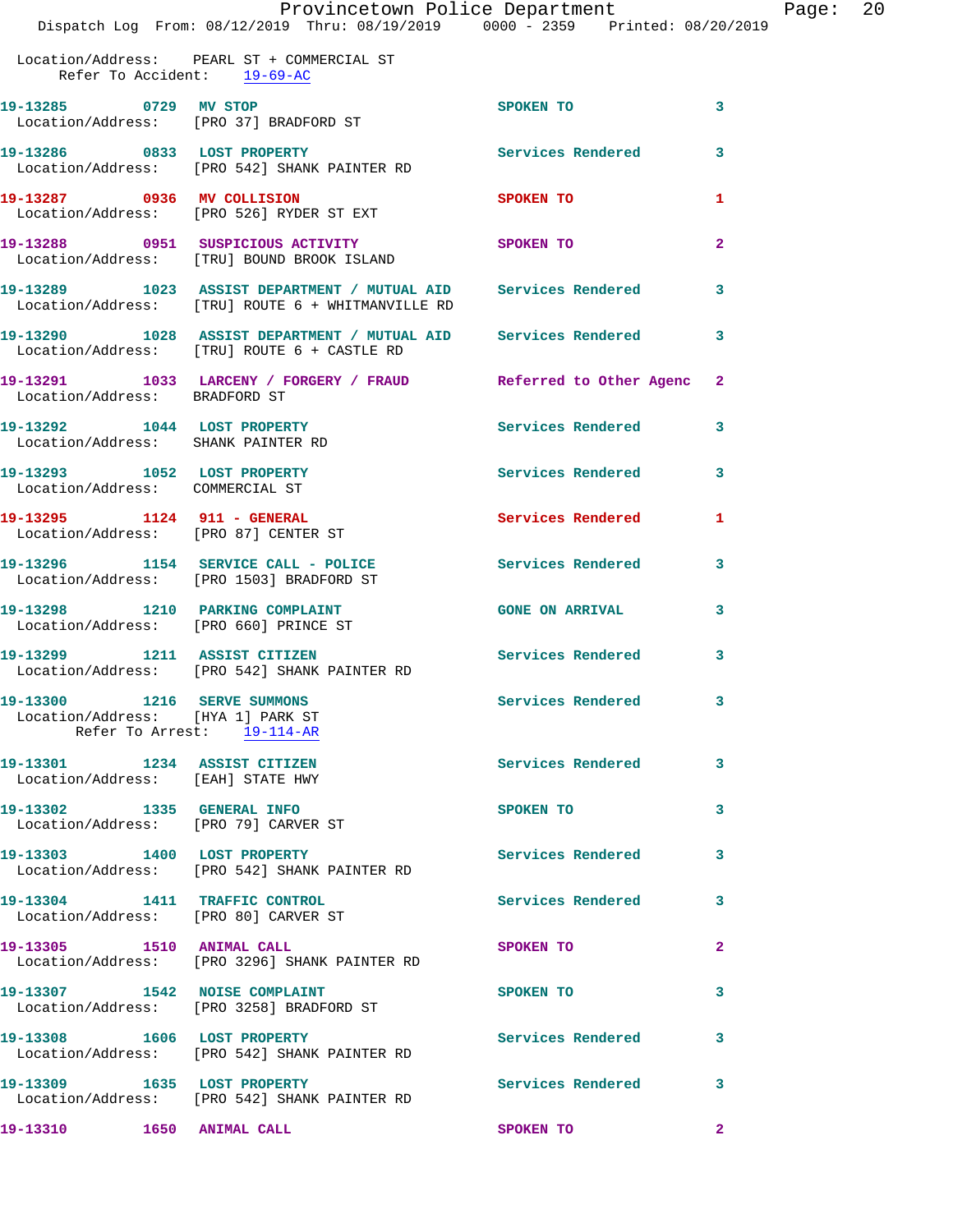Location/Address: PEARL ST + COMMERCIAL ST
Refer To Accident: 19-69-AC

19-13285 0729 MV STOP SPOKEN TO 3
Location/Address: [PRO 37] BRADFORD ST

19-13286 0833 LOST PROPERTY Services Rendered 3
Location/Address: [PRO 542] SHANK PAINTER RD

19-13287 0936 MV COLLISION SPOKEN TO 1
Location/Address: [PRO 526] RYDER ST EXT

19-13288 0951 SUSPICIOUS ACTIVITY SPOKEN TO 2
Location/Address: [TRU] BOUND BROOK ISLAND

19-13289 1023 ASSIST DEPARTMENT / MUTUAL AID Services Rendered 3
Location/Address: [TRU] ROUTE 6 + WHITMANVILLE RD

19-13290 1028 ASSIST DEPARTMENT / MUTUAL AID Services Rendered 3
Location/Address: [TRU] ROUTE 6 + CASTLE RD

19-13291 1033 LARCENY / FORGERY / FRAUD Referred to Other Agenc 2
Location/Address: BRADFORD ST

19-13292 1044 LOST PROPERTY Services Rendered 3
Location/Address: SHANK PAINTER RD

19-13293 1052 LOST PROPERTY Services Rendered 3
Location/Address: COMMERCIAL ST

19-13295 1124 911 - GENERAL Services Rendered 1
Location/Address: [PRO 87] CENTER ST

19-13296 1154 SERVICE CALL - POLICE Services Rendered 3
Location/Address: [PRO 1503] BRADFORD ST

19-13298 1210 PARKING COMPLAINT GONE ON ARRIVAL 3
Location/Address: [PRO 660] PRINCE ST

19-13299 1211 ASSIST CITIZEN Services Rendered 3
Location/Address: [PRO 542] SHANK PAINTER RD

19-13300 1216 SERVE SUMMONS Services Rendered 3
Location/Address: [HYA 1] PARK ST
Refer To Arrest: 19-114-AR

19-13301 1234 ASSIST CITIZEN Services Rendered 3
Location/Address: [EAH] STATE HWY

19-13302 1335 GENERAL INFO SPOKEN TO 3
Location/Address: [PRO 79] CARVER ST

19-13303 1400 LOST PROPERTY Services Rendered 3
Location/Address: [PRO 542] SHANK PAINTER RD

19-13304 1411 TRAFFIC CONTROL Services Rendered 3
Location/Address: [PRO 80] CARVER ST

19-13305 1510 ANIMAL CALL SPOKEN TO 2
Location/Address: [PRO 3296] SHANK PAINTER RD

19-13307 1542 NOISE COMPLAINT SPOKEN TO 3
Location/Address: [PRO 3258] BRADFORD ST

19-13308 1606 LOST PROPERTY Services Rendered 3
Location/Address: [PRO 542] SHANK PAINTER RD

19-13309 1635 LOST PROPERTY Services Rendered 3
Location/Address: [PRO 542] SHANK PAINTER RD

19-13310 1650 ANIMAL CALL SPOKEN TO 2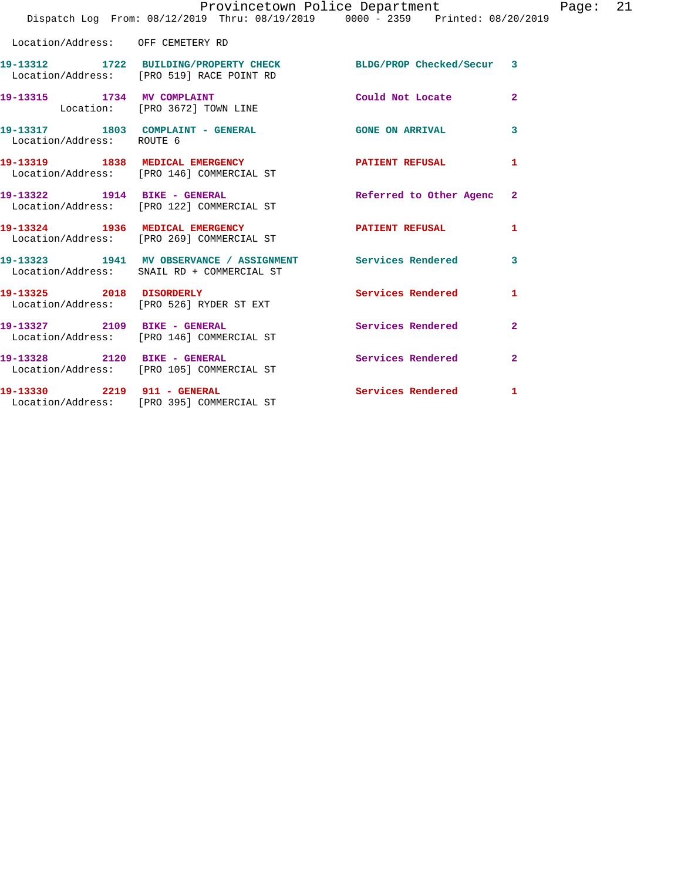Location/Address: OFF CEMETERY RD

19-13312 1722 BUILDING/PROPERTY CHECK BLDG/PROP Checked/Secur 3
Location/Address: [PRO 519] RACE POINT RD

19-13315 1734 MV COMPLAINT Could Not Locate 2
Location: [PRO 3672] TOWN LINE

19-13317 1803 COMPLAINT - GENERAL GONE ON ARRIVAL 3
Location/Address: ROUTE 6

19-13319 1838 MEDICAL EMERGENCY PATIENT REFUSAL 1
Location/Address: [PRO 146] COMMERCIAL ST

19-13322 1914 BIKE - GENERAL Referred to Other Agenc 2
Location/Address: [PRO 122] COMMERCIAL ST

19-13324 1936 MEDICAL EMERGENCY PATIENT REFUSAL 1
Location/Address: [PRO 269] COMMERCIAL ST

19-13323 1941 MV OBSERVANCE / ASSIGNMENT Services Rendered 3
Location/Address: SNAIL RD + COMMERCIAL ST

19-13325 2018 DISORDERLY Services Rendered 1
Location/Address: [PRO 526] RYDER ST EXT

19-13327 2109 BIKE - GENERAL Services Rendered 2
Location/Address: [PRO 146] COMMERCIAL ST

19-13328 2120 BIKE - GENERAL Services Rendered 2
Location/Address: [PRO 105] COMMERCIAL ST

19-13330 2219 911 - GENERAL Services Rendered 1
Location/Address: [PRO 395] COMMERCIAL ST